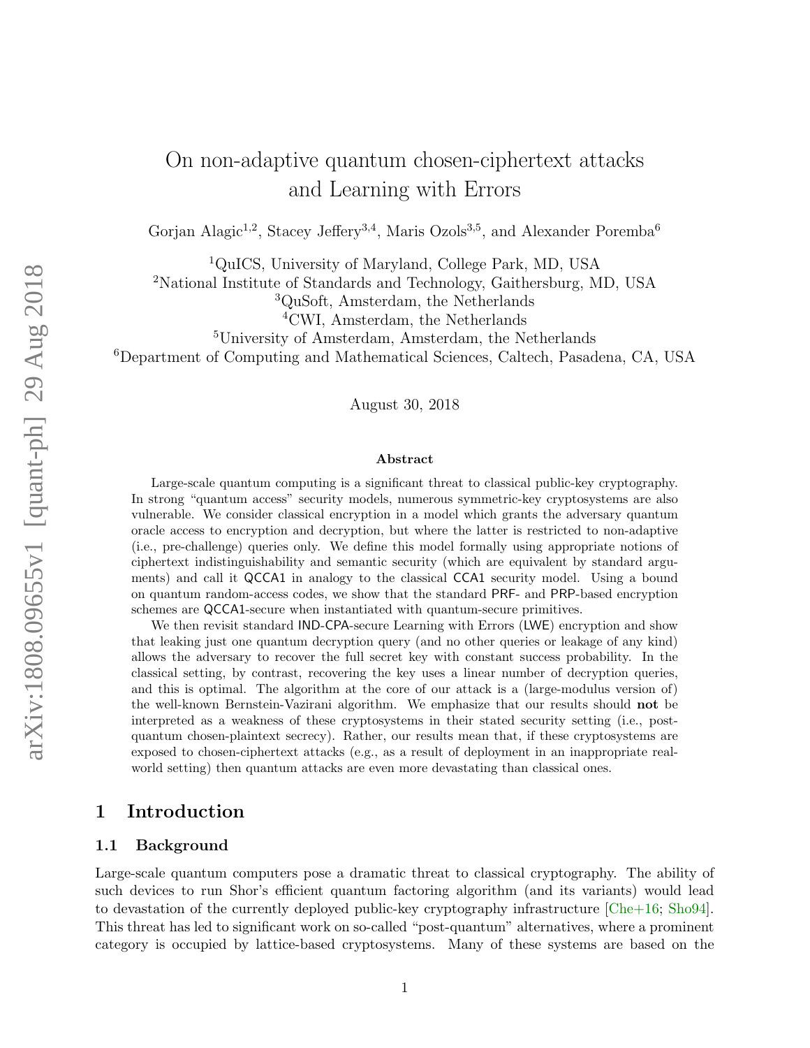# On non-adaptive quantum chosen-ciphertext attacks and Learning with Errors

Gorjan Alagic[1,2], Stacey Jeffery[3,4], Maris Ozols[3,5], and Alexander Poremba[6]

[1]QuICS, University of Maryland, College Park, MD, USA
[2]National Institute of Standards and Technology, Gaithersburg, MD, USA
[3]QuSoft, Amsterdam, the Netherlands
[4]CWI, Amsterdam, the Netherlands
[5]University of Amsterdam, Amsterdam, the Netherlands
[6]Department of Computing and Mathematical Sciences, Caltech, Pasadena, CA, USA

August 30, 2018

### Abstract

Large-scale quantum computing is a significant threat to classical public-key cryptography. In strong "quantum access" security models, numerous symmetric-key cryptosystems are also vulnerable. We consider classical encryption in a model which grants the adversary quantum oracle access to encryption and decryption, but where the latter is restricted to non-adaptive (i.e., pre-challenge) queries only. We define this model formally using appropriate notions of ciphertext indistinguishability and semantic security (which are equivalent by standard arguments) and call it QCCA1 in analogy to the classical CCA1 security model. Using a bound on quantum random-access codes, we show that the standard PRF- and PRP-based encryption schemes are QCCA1-secure when instantiated with quantum-secure primitives.

We then revisit standard IND-CPA-secure Learning with Errors (LWE) encryption and show that leaking just one quantum decryption query (and no other queries or leakage of any kind) allows the adversary to recover the full secret key with constant success probability. In the classical setting, by contrast, recovering the key uses a linear number of decryption queries, and this is optimal. The algorithm at the core of our attack is a (large-modulus version of) the well-known Bernstein-Vazirani algorithm. We emphasize that our results should **not** be interpreted as a weakness of these cryptosystems in their stated security setting (i.e., post-quantum chosen-plaintext secrecy). Rather, our results mean that, if these cryptosystems are exposed to chosen-ciphertext attacks (e.g., as a result of deployment in an inappropriate real-world setting) then quantum attacks are even more devastating than classical ones.

## 1 Introduction

### 1.1 Background

Large-scale quantum computers pose a dramatic threat to classical cryptography. The ability of such devices to run Shor's efficient quantum factoring algorithm (and its variants) would lead to devastation of the currently deployed public-key cryptography infrastructure [Che+16; Sho94]. This threat has led to significant work on so-called "post-quantum" alternatives, where a prominent category is occupied by lattice-based cryptosystems. Many of these systems are based on the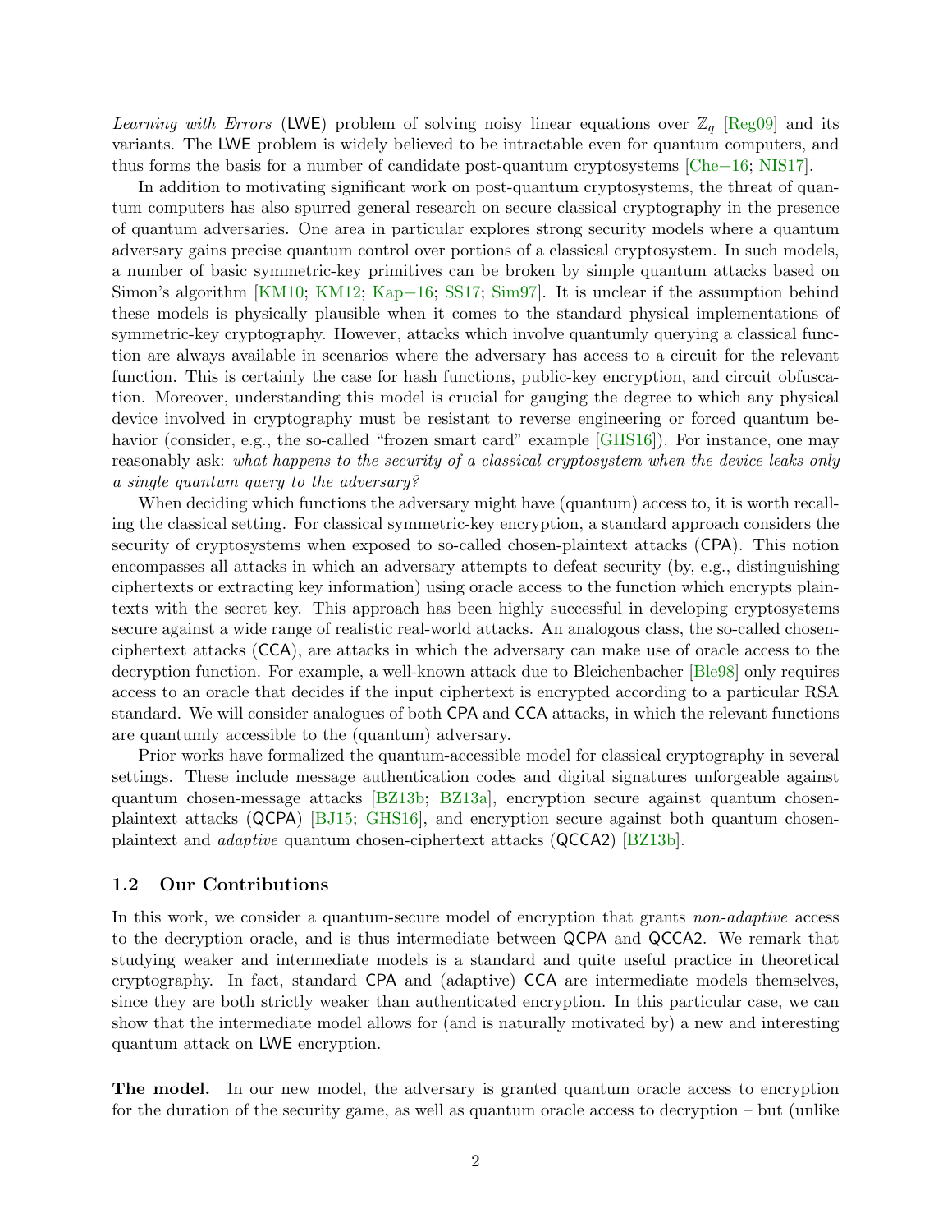*Learning with Errors* (LWE) problem of solving noisy linear equations over $\mathbb{Z}_q$ [Reg09] and its variants. The LWE problem is widely believed to be intractable even for quantum computers, and thus forms the basis for a number of candidate post-quantum cryptosystems [Che+16; NIS17].

In addition to motivating significant work on post-quantum cryptosystems, the threat of quantum computers has also spurred general research on secure classical cryptography in the presence of quantum adversaries. One area in particular explores strong security models where a quantum adversary gains precise quantum control over portions of a classical cryptosystem. In such models, a number of basic symmetric-key primitives can be broken by simple quantum attacks based on Simon's algorithm [KM10; KM12; Kap+16; SS17; Sim97]. It is unclear if the assumption behind these models is physically plausible when it comes to the standard physical implementations of symmetric-key cryptography. However, attacks which involve quantumly querying a classical function are always available in scenarios where the adversary has access to a circuit for the relevant function. This is certainly the case for hash functions, public-key encryption, and circuit obfuscation. Moreover, understanding this model is crucial for gauging the degree to which any physical device involved in cryptography must be resistant to reverse engineering or forced quantum behavior (consider, e.g., the so-called "frozen smart card" example [GHS16]). For instance, one may reasonably ask: *what happens to the security of a classical cryptosystem when the device leaks only a single quantum query to the adversary?*

When deciding which functions the adversary might have (quantum) access to, it is worth recalling the classical setting. For classical symmetric-key encryption, a standard approach considers the security of cryptosystems when exposed to so-called chosen-plaintext attacks (CPA). This notion encompasses all attacks in which an adversary attempts to defeat security (by, e.g., distinguishing ciphertexts or extracting key information) using oracle access to the function which encrypts plaintexts with the secret key. This approach has been highly successful in developing cryptosystems secure against a wide range of realistic real-world attacks. An analogous class, the so-called chosen-ciphertext attacks (CCA), are attacks in which the adversary can make use of oracle access to the decryption function. For example, a well-known attack due to Bleichenbacher [Ble98] only requires access to an oracle that decides if the input ciphertext is encrypted according to a particular RSA standard. We will consider analogues of both CPA and CCA attacks, in which the relevant functions are quantumly accessible to the (quantum) adversary.

Prior works have formalized the quantum-accessible model for classical cryptography in several settings. These include message authentication codes and digital signatures unforgeable against quantum chosen-message attacks [BZ13b; BZ13a], encryption secure against quantum chosen-plaintext attacks (QCPA) [BJ15; GHS16], and encryption secure against both quantum chosen-plaintext and *adaptive* quantum chosen-ciphertext attacks (QCCA2) [BZ13b].

## 1.2 Our Contributions

In this work, we consider a quantum-secure model of encryption that grants *non-adaptive* access to the decryption oracle, and is thus intermediate between QCPA and QCCA2. We remark that studying weaker and intermediate models is a standard and quite useful practice in theoretical cryptography. In fact, standard CPA and (adaptive) CCA are intermediate models themselves, since they are both strictly weaker than authenticated encryption. In this particular case, we can show that the intermediate model allows for (and is naturally motivated by) a new and interesting quantum attack on LWE encryption.

**The model.** In our new model, the adversary is granted quantum oracle access to encryption for the duration of the security game, as well as quantum oracle access to decryption – but (unlike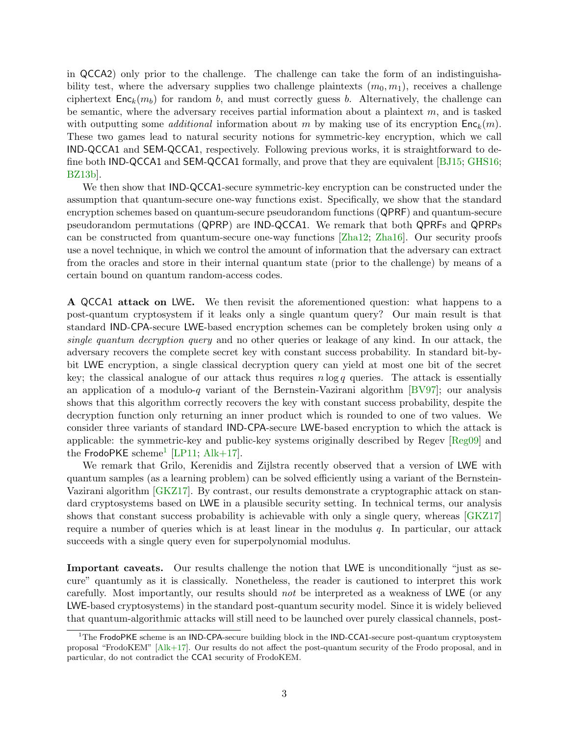in QCCA2) only prior to the challenge. The challenge can take the form of an indistinguishability test, where the adversary supplies two challenge plaintexts $(m_0, m_1)$, receives a challenge ciphertext $\mathsf{Enc}_k(m_b)$ for random $b$, and must correctly guess $b$. Alternatively, the challenge can be semantic, where the adversary receives partial information about a plaintext $m$, and is tasked with outputting some *additional* information about $m$ by making use of its encryption $\mathsf{Enc}_k(m)$. These two games lead to natural security notions for symmetric-key encryption, which we call IND-QCCA1 and SEM-QCCA1, respectively. Following previous works, it is straightforward to define both IND-QCCA1 and SEM-QCCA1 formally, and prove that they are equivalent [BJ15; GHS16; BZ13b].

We then show that IND-QCCA1-secure symmetric-key encryption can be constructed under the assumption that quantum-secure one-way functions exist. Specifically, we show that the standard encryption schemes based on quantum-secure pseudorandom functions (QPRF) and quantum-secure pseudorandom permutations (QPRP) are IND-QCCA1. We remark that both QPRFs and QPRPs can be constructed from quantum-secure one-way functions [Zha12; Zha16]. Our security proofs use a novel technique, in which we control the amount of information that the adversary can extract from the oracles and store in their internal quantum state (prior to the challenge) by means of a certain bound on quantum random-access codes.

**A QCCA1 attack on LWE.** We then revisit the aforementioned question: what happens to a post-quantum cryptosystem if it leaks only a single quantum query? Our main result is that standard IND-CPA-secure LWE-based encryption schemes can be completely broken using only *a single quantum decryption query* and no other queries or leakage of any kind. In our attack, the adversary recovers the complete secret key with constant success probability. In standard bit-by-bit LWE encryption, a single classical decryption query can yield at most one bit of the secret key; the classical analogue of our attack thus requires $n \log q$ queries. The attack is essentially an application of a modulo-$q$ variant of the Bernstein-Vazirani algorithm [BV97]; our analysis shows that this algorithm correctly recovers the key with constant success probability, despite the decryption function only returning an inner product which is rounded to one of two values. We consider three variants of standard IND-CPA-secure LWE-based encryption to which the attack is applicable: the symmetric-key and public-key systems originally described by Regev [Reg09] and the FrodoPKE scheme[1] [LP11; Alk+17].

We remark that Grilo, Kerenidis and Zijlstra recently observed that a version of LWE with quantum samples (as a learning problem) can be solved efficiently using a variant of the Bernstein-Vazirani algorithm [GKZ17]. By contrast, our results demonstrate a cryptographic attack on standard cryptosystems based on LWE in a plausible security setting. In technical terms, our analysis shows that constant success probability is achievable with only a single query, whereas [GKZ17] require a number of queries which is at least linear in the modulus $q$. In particular, our attack succeeds with a single query even for superpolynomial modulus.

**Important caveats.** Our results challenge the notion that LWE is unconditionally "just as secure" quantumly as it is classically. Nonetheless, the reader is cautioned to interpret this work carefully. Most importantly, our results should *not* be interpreted as a weakness of LWE (or any LWE-based cryptosystems) in the standard post-quantum security model. Since it is widely believed that quantum-algorithmic attacks will still need to be launched over purely classical channels, post-

[1] The FrodoPKE scheme is an IND-CPA-secure building block in the IND-CCA1-secure post-quantum cryptosystem proposal "FrodoKEM" [Alk+17]. Our results do not affect the post-quantum security of the Frodo proposal, and in particular, do not contradict the CCA1 security of FrodoKEM.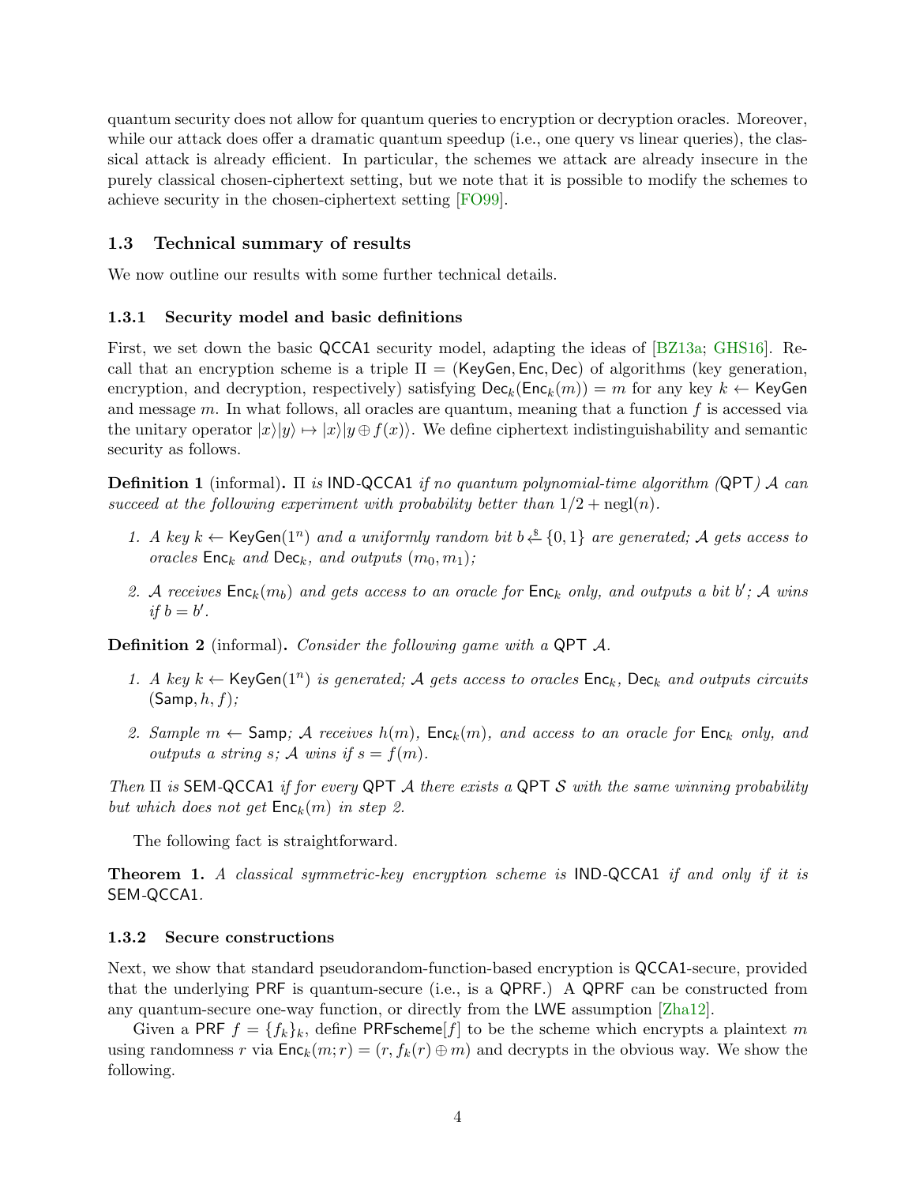quantum security does not allow for quantum queries to encryption or decryption oracles. Moreover, while our attack does offer a dramatic quantum speedup (i.e., one query vs linear queries), the classical attack is already efficient. In particular, the schemes we attack are already insecure in the purely classical chosen-ciphertext setting, but we note that it is possible to modify the schemes to achieve security in the chosen-ciphertext setting [FO99].

### 1.3 Technical summary of results

We now outline our results with some further technical details.

#### 1.3.1 Security model and basic definitions

First, we set down the basic QCCA1 security model, adapting the ideas of [BZ13a; GHS16]. Recall that an encryption scheme is a triple $\Pi = (\mathsf{KeyGen}, \mathsf{Enc}, \mathsf{Dec})$ of algorithms (key generation, encryption, and decryption, respectively) satisfying $\mathsf{Dec}_k(\mathsf{Enc}_k(m)) = m$ for any key $k \leftarrow \mathsf{KeyGen}$ and message $m$. In what follows, all oracles are quantum, meaning that a function $f$ is accessed via the unitary operator $|x\rangle|y\rangle \mapsto |x\rangle|y \oplus f(x)\rangle$. We define ciphertext indistinguishability and semantic security as follows.

**Definition 1** (informal)**.** *$\Pi$ is IND-QCCA1 if no quantum polynomial-time algorithm (QPT) $\mathcal{A}$ can succeed at the following experiment with probability better than $1/2 + \mathrm{negl}(n)$.*

1. *A key $k \leftarrow \mathsf{KeyGen}(1^n)$ and a uniformly random bit $b \xleftarrow{\$} \{0,1\}$ are generated; $\mathcal{A}$ gets access to oracles $\mathsf{Enc}_k$ and $\mathsf{Dec}_k$, and outputs $(m_0, m_1)$;*
2. *$\mathcal{A}$ receives $\mathsf{Enc}_k(m_b)$ and gets access to an oracle for $\mathsf{Enc}_k$ only, and outputs a bit $b'$; $\mathcal{A}$ wins if $b = b'$.*

**Definition 2** (informal)**.** *Consider the following game with a QPT $\mathcal{A}$.*

1. *A key $k \leftarrow \mathsf{KeyGen}(1^n)$ is generated; $\mathcal{A}$ gets access to oracles $\mathsf{Enc}_k$, $\mathsf{Dec}_k$ and outputs circuits $(\mathsf{Samp}, h, f)$;*
2. *Sample $m \leftarrow \mathsf{Samp}$; $\mathcal{A}$ receives $h(m)$, $\mathsf{Enc}_k(m)$, and access to an oracle for $\mathsf{Enc}_k$ only, and outputs a string $s$; $\mathcal{A}$ wins if $s = f(m)$.*

*Then $\Pi$ is SEM-QCCA1 if for every QPT $\mathcal{A}$ there exists a QPT $\mathcal{S}$ with the same winning probability but which does not get $\mathsf{Enc}_k(m)$ in step 2.*

The following fact is straightforward.

**Theorem 1.** *A classical symmetric-key encryption scheme is IND-QCCA1 if and only if it is SEM-QCCA1.*

#### 1.3.2 Secure constructions

Next, we show that standard pseudorandom-function-based encryption is QCCA1-secure, provided that the underlying PRF is quantum-secure (i.e., is a QPRF.) A QPRF can be constructed from any quantum-secure one-way function, or directly from the LWE assumption [Zha12].

Given a PRF $f = \{f_k\}_k$, define $\mathsf{PRFscheme}[f]$ to be the scheme which encrypts a plaintext $m$ using randomness $r$ via $\mathsf{Enc}_k(m; r) = (r, f_k(r) \oplus m)$ and decrypts in the obvious way. We show the following.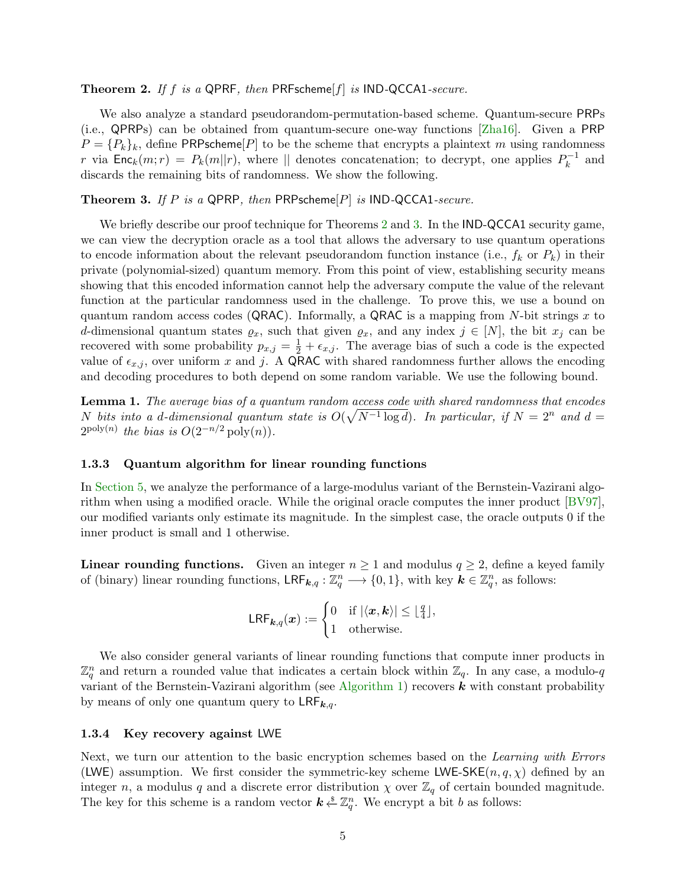**Theorem 2.** *If $f$ is a* QPRF*, then* PRFscheme$[f]$ *is* IND-QCCA1*-secure.*

We also analyze a standard pseudorandom-permutation-based scheme. Quantum-secure PRPs (i.e., QPRPs) can be obtained from quantum-secure one-way functions [Zha16]. Given a PRP $P = \{P_k\}_k$, define PRPscheme$[P]$ to be the scheme that encrypts a plaintext $m$ using randomness $r$ via $\mathsf{Enc}_k(m; r) = P_k(m||r)$, where $||$ denotes concatenation; to decrypt, one applies $P_k^{-1}$ and discards the remaining bits of randomness. We show the following.

**Theorem 3.** *If $P$ is a* QPRP*, then* PRPscheme$[P]$ *is* IND-QCCA1*-secure.*

We briefly describe our proof technique for Theorems 2 and 3. In the IND-QCCA1 security game, we can view the decryption oracle as a tool that allows the adversary to use quantum operations to encode information about the relevant pseudorandom function instance (i.e., $f_k$ or $P_k$) in their private (polynomial-sized) quantum memory. From this point of view, establishing security means showing that this encoded information cannot help the adversary compute the value of the relevant function at the particular randomness used in the challenge. To prove this, we use a bound on quantum random access codes (QRAC). Informally, a QRAC is a mapping from $N$-bit strings $x$ to $d$-dimensional quantum states $\varrho_x$, such that given $\varrho_x$, and any index $j \in [N]$, the bit $x_j$ can be recovered with some probability $p_{x,j} = \frac{1}{2} + \epsilon_{x,j}$. The average bias of such a code is the expected value of $\epsilon_{x,j}$, over uniform $x$ and $j$. A QRAC with shared randomness further allows the encoding and decoding procedures to both depend on some random variable. We use the following bound.

**Lemma 1.** *The average bias of a quantum random access code with shared randomness that encodes $N$ bits into a $d$-dimensional quantum state is $O(\sqrt{N^{-1} \log d})$. In particular, if $N = 2^n$ and $d = 2^{\mathrm{poly}(n)}$ the bias is $O(2^{-n/2} \mathrm{poly}(n))$.*

#### 1.3.3 Quantum algorithm for linear rounding functions

In Section 5, we analyze the performance of a large-modulus variant of the Bernstein-Vazirani algorithm when using a modified oracle. While the original oracle computes the inner product [BV97], our modified variants only estimate its magnitude. In the simplest case, the oracle outputs 0 if the inner product is small and 1 otherwise.

**Linear rounding functions.** Given an integer $n \geq 1$ and modulus $q \geq 2$, define a keyed family of (binary) linear rounding functions, $\mathsf{LRF}_{\boldsymbol{k},q} : \mathbb{Z}_q^n \longrightarrow \{0, 1\}$, with key $\boldsymbol{k} \in \mathbb{Z}_q^n$, as follows:

$$\mathsf{LRF}_{\boldsymbol{k},q}(\boldsymbol{x}) := \begin{cases} 0 & \text{if } |\langle \boldsymbol{x}, \boldsymbol{k} \rangle| \leq \lfloor \frac{q}{4} \rfloor, \\ 1 & \text{otherwise.} \end{cases}$$

We also consider general variants of linear rounding functions that compute inner products in $\mathbb{Z}_q^n$ and return a rounded value that indicates a certain block within $\mathbb{Z}_q$. In any case, a modulo-$q$ variant of the Bernstein-Vazirani algorithm (see Algorithm 1) recovers $\boldsymbol{k}$ with constant probability by means of only one quantum query to $\mathsf{LRF}_{\boldsymbol{k},q}$.

#### 1.3.4 Key recovery against LWE

Next, we turn our attention to the basic encryption schemes based on the *Learning with Errors* (LWE) assumption. We first consider the symmetric-key scheme LWE-SKE$(n, q, \chi)$ defined by an integer $n$, a modulus $q$ and a discrete error distribution $\chi$ over $\mathbb{Z}_q$ of certain bounded magnitude. The key for this scheme is a random vector $\boldsymbol{k} \xleftarrow{\$} \mathbb{Z}_q^n$. We encrypt a bit $b$ as follows: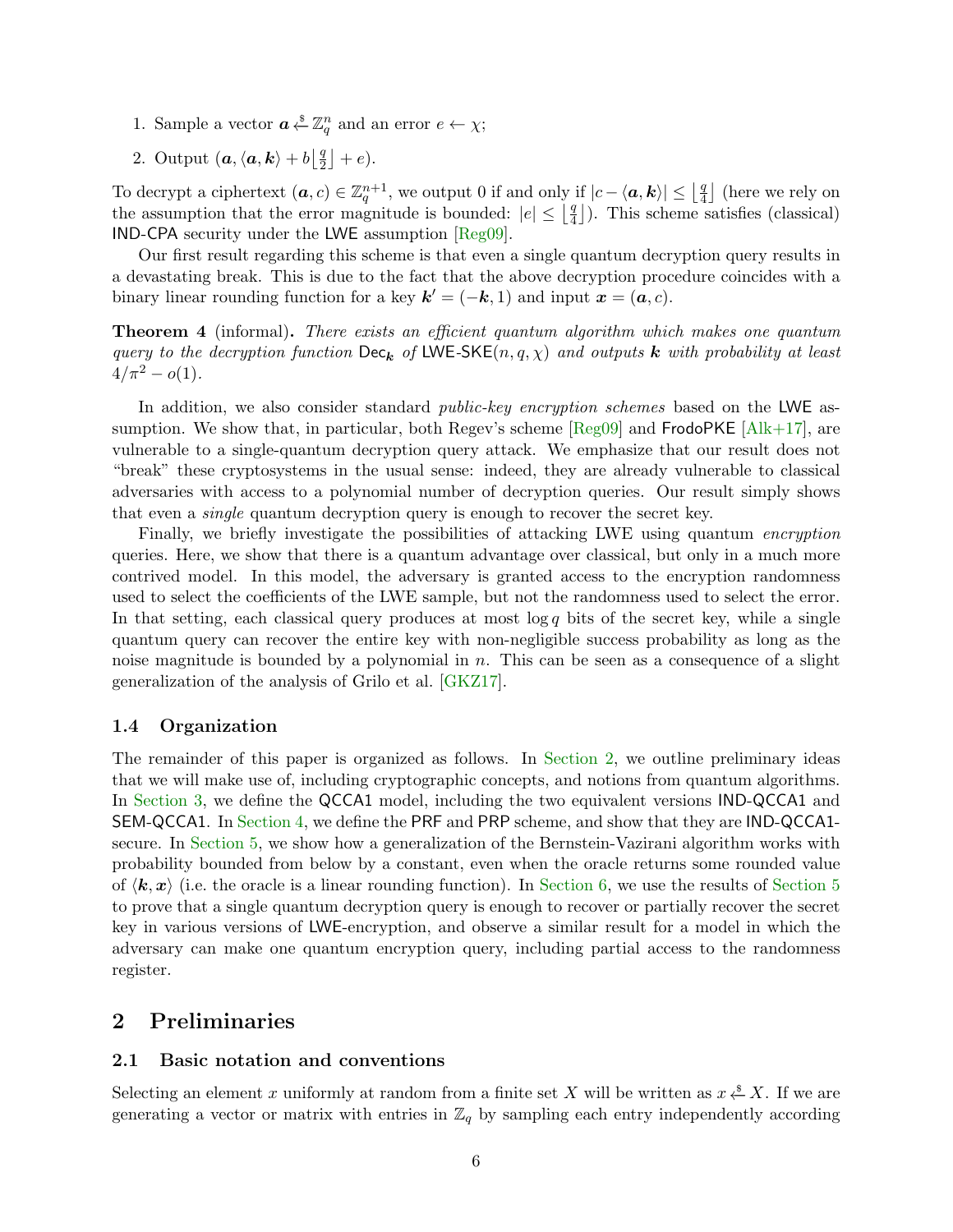1. Sample a vector $\boldsymbol{a} \xleftarrow{\$} \mathbb{Z}_q^n$ and an error $e \leftarrow \chi$;
2. Output $(\boldsymbol{a}, \langle \boldsymbol{a}, \boldsymbol{k} \rangle + b\lfloor \frac{q}{2} \rfloor + e)$.

To decrypt a ciphertext $(\boldsymbol{a}, c) \in \mathbb{Z}_q^{n+1}$, we output 0 if and only if $|c - \langle \boldsymbol{a}, \boldsymbol{k} \rangle| \leq \lfloor \frac{q}{4} \rfloor$ (here we rely on the assumption that the error magnitude is bounded: $|e| \leq \lfloor \frac{q}{4} \rfloor$). This scheme satisfies (classical) IND-CPA security under the LWE assumption [Reg09].

Our first result regarding this scheme is that even a single quantum decryption query results in a devastating break. This is due to the fact that the above decryption procedure coincides with a binary linear rounding function for a key $\boldsymbol{k}' = (-\boldsymbol{k}, 1)$ and input $\boldsymbol{x} = (\boldsymbol{a}, c)$.

**Theorem 4** (informal)**.** *There exists an efficient quantum algorithm which makes one quantum query to the decryption function* $\mathsf{Dec}_{\boldsymbol{k}}$ *of* $\mathsf{LWE\text{-}SKE}(n, q, \chi)$ *and outputs* $\boldsymbol{k}$ *with probability at least* $4/\pi^2 - o(1)$.

In addition, we also consider standard *public-key encryption schemes* based on the LWE assumption. We show that, in particular, both Regev's scheme [Reg09] and FrodoPKE [Alk+17], are vulnerable to a single-quantum decryption query attack. We emphasize that our result does not "break" these cryptosystems in the usual sense: indeed, they are already vulnerable to classical adversaries with access to a polynomial number of decryption queries. Our result simply shows that even a *single* quantum decryption query is enough to recover the secret key.

Finally, we briefly investigate the possibilities of attacking LWE using quantum *encryption* queries. Here, we show that there is a quantum advantage over classical, but only in a much more contrived model. In this model, the adversary is granted access to the encryption randomness used to select the coefficients of the LWE sample, but not the randomness used to select the error. In that setting, each classical query produces at most $\log q$ bits of the secret key, while a single quantum query can recover the entire key with non-negligible success probability as long as the noise magnitude is bounded by a polynomial in $n$. This can be seen as a consequence of a slight generalization of the analysis of Grilo et al. [GKZ17].

### 1.4 Organization

The remainder of this paper is organized as follows. In Section 2, we outline preliminary ideas that we will make use of, including cryptographic concepts, and notions from quantum algorithms. In Section 3, we define the QCCA1 model, including the two equivalent versions IND-QCCA1 and SEM-QCCA1. In Section 4, we define the PRF and PRP scheme, and show that they are IND-QCCA1-secure. In Section 5, we show how a generalization of the Bernstein-Vazirani algorithm works with probability bounded from below by a constant, even when the oracle returns some rounded value of $\langle \boldsymbol{k}, \boldsymbol{x} \rangle$ (i.e. the oracle is a linear rounding function). In Section 6, we use the results of Section 5 to prove that a single quantum decryption query is enough to recover or partially recover the secret key in various versions of LWE-encryption, and observe a similar result for a model in which the adversary can make one quantum encryption query, including partial access to the randomness register.

## 2 Preliminaries

### 2.1 Basic notation and conventions

Selecting an element uniformly at random from a finite set $X$ will be written as $x \xleftarrow{\$} X$. If we are generating a vector or matrix with entries in $\mathbb{Z}_q$ by sampling each entry independently according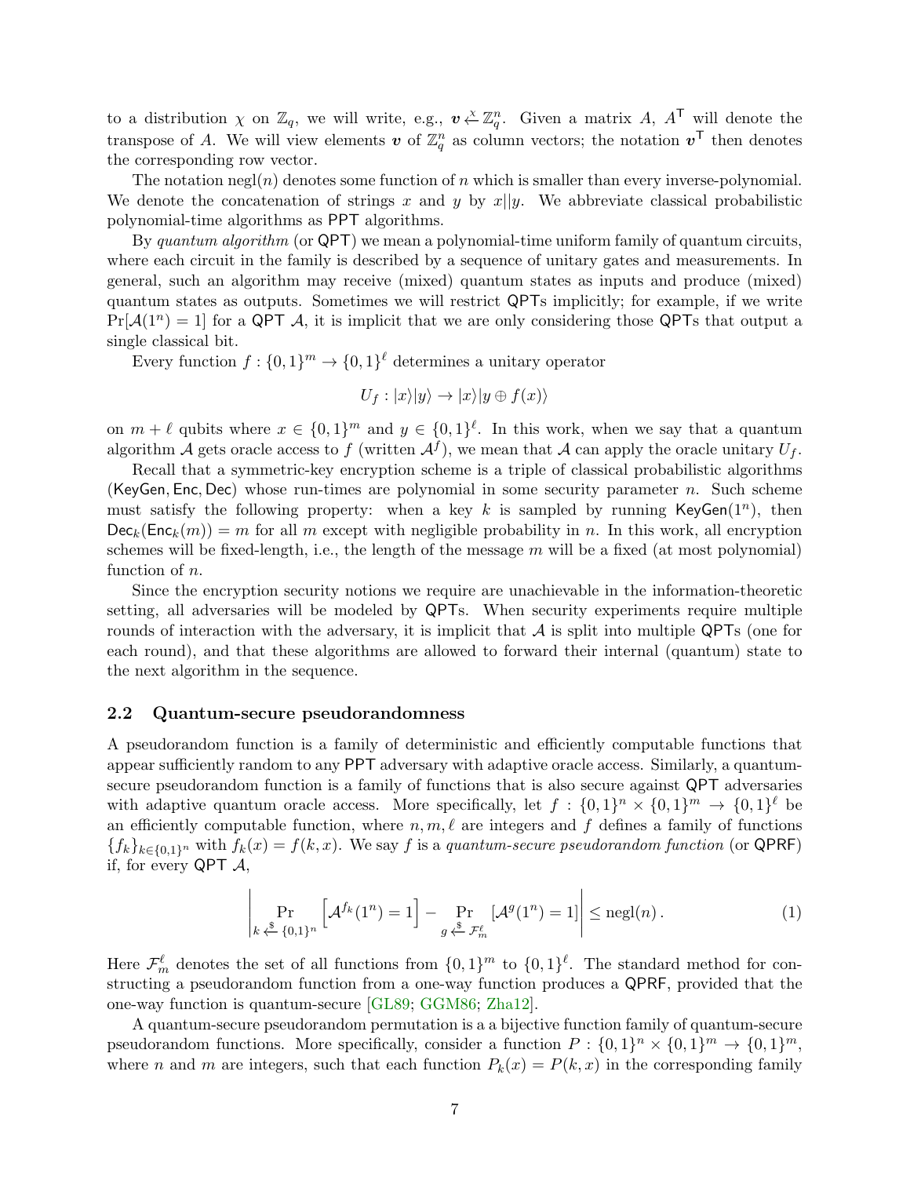to a distribution $\chi$ on $\mathbb{Z}_q$, we will write, e.g., $\boldsymbol{v} \xleftarrow{\chi} \mathbb{Z}_q^n$. Given a matrix $A$, $A^\mathsf{T}$ will denote the transpose of $A$. We will view elements $\boldsymbol{v}$ of $\mathbb{Z}_q^n$ as column vectors; the notation $\boldsymbol{v}^\mathsf{T}$ then denotes the corresponding row vector.

The notation $\mathrm{negl}(n)$ denotes some function of $n$ which is smaller than every inverse-polynomial. We denote the concatenation of strings $x$ and $y$ by $x||y$. We abbreviate classical probabilistic polynomial-time algorithms as $\mathsf{PPT}$ algorithms.

By *quantum algorithm* (or $\mathsf{QPT}$) we mean a polynomial-time uniform family of quantum circuits, where each circuit in the family is described by a sequence of unitary gates and measurements. In general, such an algorithm may receive (mixed) quantum states as inputs and produce (mixed) quantum states as outputs. Sometimes we will restrict $\mathsf{QPT}$s implicitly; for example, if we write $\Pr[\mathcal{A}(1^n) = 1]$ for a $\mathsf{QPT}$ $\mathcal{A}$, it is implicit that we are only considering those $\mathsf{QPT}$s that output a single classical bit.

Every function $f : \{0,1\}^m \to \{0,1\}^\ell$ determines a unitary operator

$$U_f : |x\rangle|y\rangle \to |x\rangle|y \oplus f(x)\rangle$$

on $m + \ell$ qubits where $x \in \{0,1\}^m$ and $y \in \{0,1\}^\ell$. In this work, when we say that a quantum algorithm $\mathcal{A}$ gets oracle access to $f$ (written $\mathcal{A}^f$), we mean that $\mathcal{A}$ can apply the oracle unitary $U_f$.

Recall that a symmetric-key encryption scheme is a triple of classical probabilistic algorithms $(\mathsf{KeyGen}, \mathsf{Enc}, \mathsf{Dec})$ whose run-times are polynomial in some security parameter $n$. Such scheme must satisfy the following property: when a key $k$ is sampled by running $\mathsf{KeyGen}(1^n)$, then $\mathsf{Dec}_k(\mathsf{Enc}_k(m)) = m$ for all $m$ except with negligible probability in $n$. In this work, all encryption schemes will be fixed-length, i.e., the length of the message $m$ will be a fixed (at most polynomial) function of $n$.

Since the encryption security notions we require are unachievable in the information-theoretic setting, all adversaries will be modeled by $\mathsf{QPT}$s. When security experiments require multiple rounds of interaction with the adversary, it is implicit that $\mathcal{A}$ is split into multiple $\mathsf{QPT}$s (one for each round), and that these algorithms are allowed to forward their internal (quantum) state to the next algorithm in the sequence.

## 2.2 Quantum-secure pseudorandomness

A pseudorandom function is a family of deterministic and efficiently computable functions that appear sufficiently random to any $\mathsf{PPT}$ adversary with adaptive oracle access. Similarly, a quantum-secure pseudorandom function is a family of functions that is also secure against $\mathsf{QPT}$ adversaries with adaptive quantum oracle access. More specifically, let $f : \{0,1\}^n \times \{0,1\}^m \to \{0,1\}^\ell$ be an efficiently computable function, where $n, m, \ell$ are integers and $f$ defines a family of functions $\{f_k\}_{k \in \{0,1\}^n}$ with $f_k(x) = f(k, x)$. We say $f$ is a *quantum-secure pseudorandom function* (or $\mathsf{QPRF}$) if, for every $\mathsf{QPT}$ $\mathcal{A}$,

$$\left| \Pr_{k \xleftarrow{\$} \{0,1\}^n} \left[\mathcal{A}^{f_k}(1^n) = 1\right] - \Pr_{g \xleftarrow{\$} \mathcal{F}_m^\ell} \left[\mathcal{A}^{g}(1^n) = 1\right] \right| \leq \mathrm{negl}(n) \,. \tag{1}$$

Here $\mathcal{F}_m^\ell$ denotes the set of all functions from $\{0,1\}^m$ to $\{0,1\}^\ell$. The standard method for constructing a pseudorandom function from a one-way function produces a $\mathsf{QPRF}$, provided that the one-way function is quantum-secure [GL89; GGM86; Zha12].

A quantum-secure pseudorandom permutation is a a bijective function family of quantum-secure pseudorandom functions. More specifically, consider a function $P : \{0,1\}^n \times \{0,1\}^m \to \{0,1\}^m$, where $n$ and $m$ are integers, such that each function $P_k(x) = P(k, x)$ in the corresponding family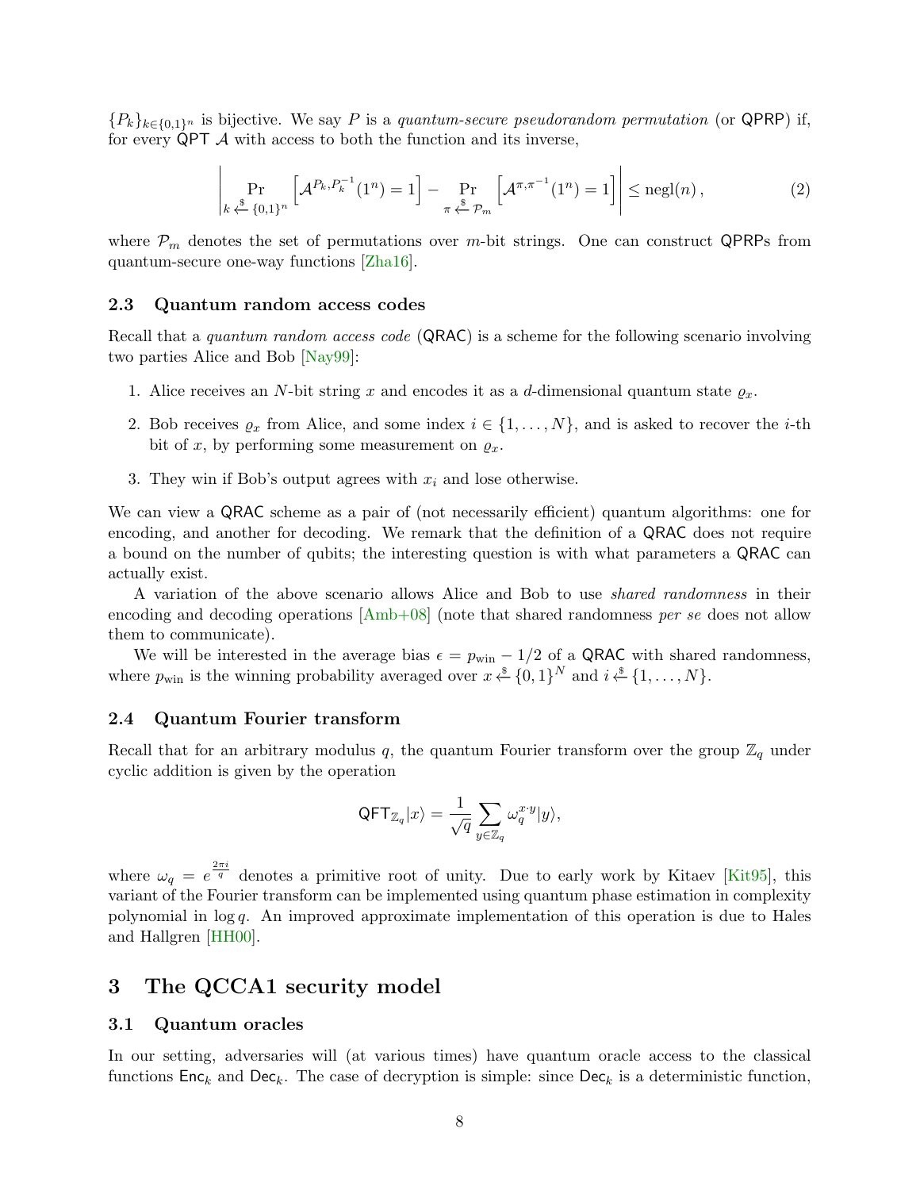$\{P_k\}_{k\in\{0,1\}^n}$ is bijective. We say $P$ is a *quantum-secure pseudorandom permutation* (or QPRP) if, for every QPT $\mathcal{A}$ with access to both the function and its inverse,

$$\left| \Pr_{k \xleftarrow{\$} \{0,1\}^n} \left[ \mathcal{A}^{P_k, P_k^{-1}}(1^n) = 1 \right] - \Pr_{\pi \xleftarrow{\$} \mathcal{P}_m} \left[ \mathcal{A}^{\pi, \pi^{-1}}(1^n) = 1 \right] \right| \leq \text{negl}(n) , \tag{2}$$

where $\mathcal{P}_m$ denotes the set of permutations over $m$-bit strings. One can construct QPRPs from quantum-secure one-way functions [Zha16].

### 2.3 Quantum random access codes

Recall that a *quantum random access code* (QRAC) is a scheme for the following scenario involving two parties Alice and Bob [Nay99]:

1. Alice receives an $N$-bit string $x$ and encodes it as a $d$-dimensional quantum state $\varrho_x$.
2. Bob receives $\varrho_x$ from Alice, and some index $i \in \{1, \ldots, N\}$, and is asked to recover the $i$-th bit of $x$, by performing some measurement on $\varrho_x$.
3. They win if Bob's output agrees with $x_i$ and lose otherwise.

We can view a QRAC scheme as a pair of (not necessarily efficient) quantum algorithms: one for encoding, and another for decoding. We remark that the definition of a QRAC does not require a bound on the number of qubits; the interesting question is with what parameters a QRAC can actually exist.

A variation of the above scenario allows Alice and Bob to use *shared randomness* in their encoding and decoding operations [Amb+08] (note that shared randomness *per se* does not allow them to communicate).

We will be interested in the average bias $\epsilon = p_{\text{win}} - 1/2$ of a QRAC with shared randomness, where $p_{\text{win}}$ is the winning probability averaged over $x \xleftarrow{\$} \{0,1\}^N$ and $i \xleftarrow{\$} \{1, \ldots, N\}$.

### 2.4 Quantum Fourier transform

Recall that for an arbitrary modulus $q$, the quantum Fourier transform over the group $\mathbb{Z}_q$ under cyclic addition is given by the operation

$$\mathsf{QFT}_{\mathbb{Z}_q}|x\rangle = \frac{1}{\sqrt{q}} \sum_{y \in \mathbb{Z}_q} \omega_q^{x \cdot y} |y\rangle,$$

where $\omega_q = e^{\frac{2\pi i}{q}}$ denotes a primitive root of unity. Due to early work by Kitaev [Kit95], this variant of the Fourier transform can be implemented using quantum phase estimation in complexity polynomial in $\log q$. An improved approximate implementation of this operation is due to Hales and Hallgren [HH00].

## 3 The QCCA1 security model

### 3.1 Quantum oracles

In our setting, adversaries will (at various times) have quantum oracle access to the classical functions $\mathsf{Enc}_k$ and $\mathsf{Dec}_k$. The case of decryption is simple: since $\mathsf{Dec}_k$ is a deterministic function,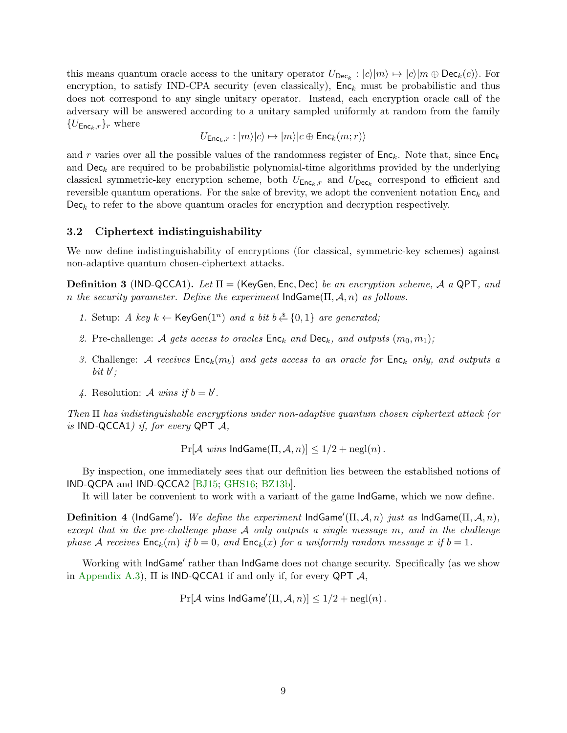this means quantum oracle access to the unitary operator $U_{\mathsf{Dec}_k} : |c\rangle|m\rangle \mapsto |c\rangle|m \oplus \mathsf{Dec}_k(c)\rangle$. For encryption, to satisfy IND-CPA security (even classically), $\mathsf{Enc}_k$ must be probabilistic and thus does not correspond to any single unitary operator. Instead, each encryption oracle call of the adversary will be answered according to a unitary sampled uniformly at random from the family $\{U_{\mathsf{Enc}_k,r}\}_r$ where

$$U_{\mathsf{Enc}_k,r} : |m\rangle|c\rangle \mapsto |m\rangle|c \oplus \mathsf{Enc}_k(m;r)\rangle$$

and $r$ varies over all the possible values of the randomness register of $\mathsf{Enc}_k$. Note that, since $\mathsf{Enc}_k$ and $\mathsf{Dec}_k$ are required to be probabilistic polynomial-time algorithms provided by the underlying classical symmetric-key encryption scheme, both $U_{\mathsf{Enc}_k,r}$ and $U_{\mathsf{Dec}_k}$ correspond to efficient and reversible quantum operations. For the sake of brevity, we adopt the convenient notation $\mathsf{Enc}_k$ and $\mathsf{Dec}_k$ to refer to the above quantum oracles for encryption and decryption respectively.

### 3.2 Ciphertext indistinguishability

We now define indistinguishability of encryptions (for classical, symmetric-key schemes) against non-adaptive quantum chosen-ciphertext attacks.

**Definition 3** (IND-QCCA1)**.** *Let $\Pi = (\mathsf{KeyGen}, \mathsf{Enc}, \mathsf{Dec})$ be an encryption scheme, $\mathcal{A}$ a* QPT*, and $n$ the security parameter. Define the experiment $\mathsf{IndGame}(\Pi, \mathcal{A}, n)$ as follows.*

1. Setup: *A key $k \leftarrow \mathsf{KeyGen}(1^n)$ and a bit $b \xleftarrow{\$} \{0,1\}$ are generated;*
2. Pre-challenge: *$\mathcal{A}$ gets access to oracles $\mathsf{Enc}_k$ and $\mathsf{Dec}_k$, and outputs $(m_0, m_1)$;*
3. Challenge: *$\mathcal{A}$ receives $\mathsf{Enc}_k(m_b)$ and gets access to an oracle for $\mathsf{Enc}_k$ only, and outputs a bit $b'$;*
4. Resolution: *$\mathcal{A}$ wins if $b = b'$.*

*Then $\Pi$ has indistinguishable encryptions under non-adaptive quantum chosen ciphertext attack (or is* IND-QCCA1*) if, for every* QPT *$\mathcal{A}$,*

$$\Pr[\mathcal{A} \text{ wins } \mathsf{IndGame}(\Pi, \mathcal{A}, n)] \leq 1/2 + \mathrm{negl}(n)\,.$$

By inspection, one immediately sees that our definition lies between the established notions of IND-QCPA and IND-QCCA2 [BJ15; GHS16; BZ13b].

It will later be convenient to work with a variant of the game IndGame, which we now define.

**Definition 4** ($\mathsf{IndGame}'$)**.** *We define the experiment $\mathsf{IndGame}'(\Pi, \mathcal{A}, n)$ just as $\mathsf{IndGame}(\Pi, \mathcal{A}, n)$, except that in the pre-challenge phase $\mathcal{A}$ only outputs a single message $m$, and in the challenge phase $\mathcal{A}$ receives $\mathsf{Enc}_k(m)$ if $b = 0$, and $\mathsf{Enc}_k(x)$ for a uniformly random message $x$ if $b = 1$.*

Working with $\mathsf{IndGame}'$ rather than IndGame does not change security. Specifically (as we show in Appendix A.3), $\Pi$ is IND-QCCA1 if and only if, for every QPT $\mathcal{A}$,

$$\Pr[\mathcal{A} \text{ wins } \mathsf{IndGame}'(\Pi, \mathcal{A}, n)] \leq 1/2 + \mathrm{negl}(n)\,.$$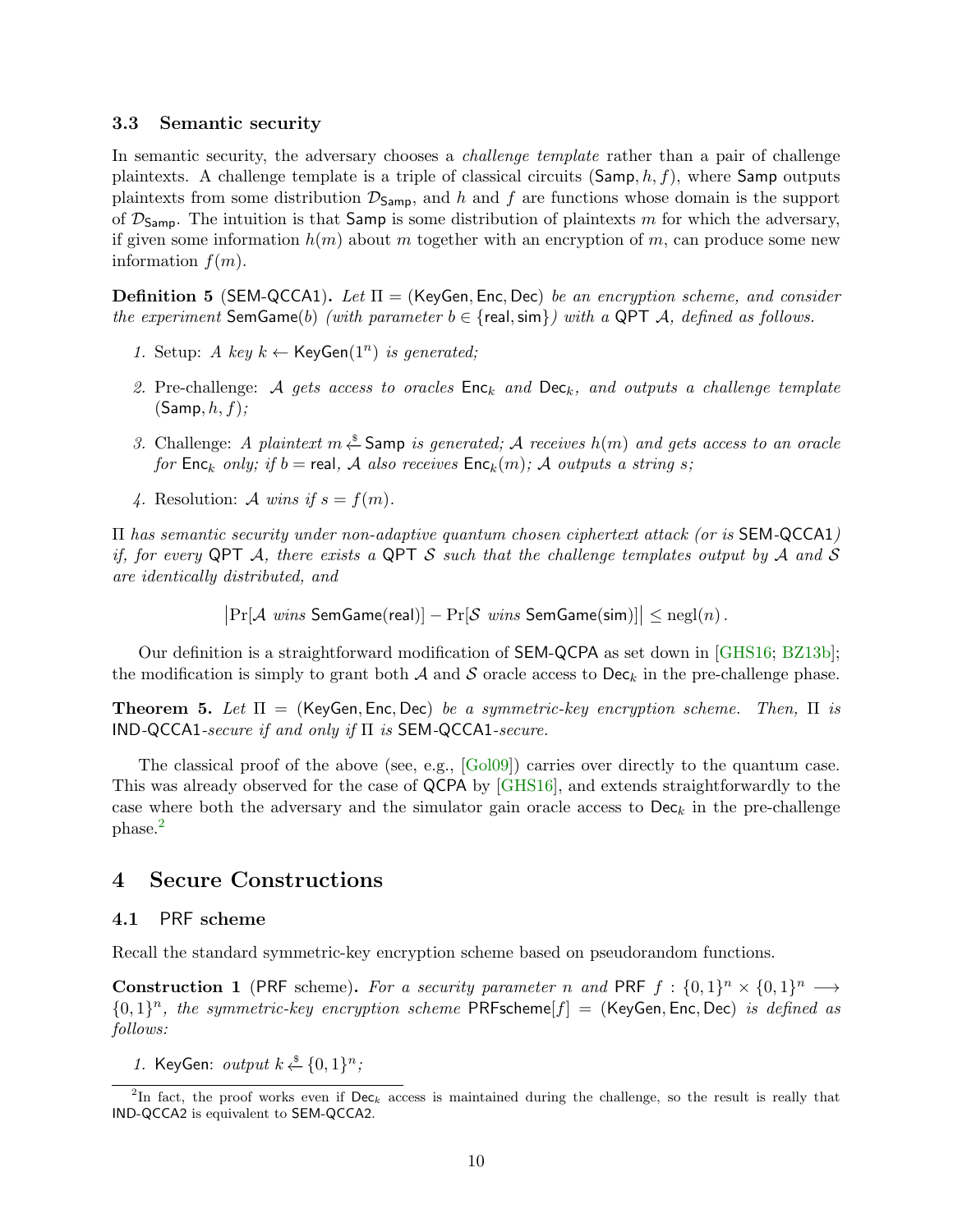### 3.3 Semantic security

In semantic security, the adversary chooses a *challenge template* rather than a pair of challenge plaintexts. A challenge template is a triple of classical circuits $(\mathsf{Samp}, h, f)$, where $\mathsf{Samp}$ outputs plaintexts from some distribution $\mathcal{D}_{\mathsf{Samp}}$, and $h$ and $f$ are functions whose domain is the support of $\mathcal{D}_{\mathsf{Samp}}$. The intuition is that $\mathsf{Samp}$ is some distribution of plaintexts $m$ for which the adversary, if given some information $h(m)$ about $m$ together with an encryption of $m$, can produce some new information $f(m)$.

**Definition 5** (SEM-QCCA1)**.** *Let $\Pi = (\mathsf{KeyGen}, \mathsf{Enc}, \mathsf{Dec})$ be an encryption scheme, and consider the experiment $\mathsf{SemGame}(b)$ (with parameter $b \in \{\mathsf{real}, \mathsf{sim}\}$) with a QPT $\mathcal{A}$, defined as follows.*

1. Setup: *A key $k \leftarrow \mathsf{KeyGen}(1^n)$ is generated;*
2. Pre-challenge: *$\mathcal{A}$ gets access to oracles $\mathsf{Enc}_k$ and $\mathsf{Dec}_k$, and outputs a challenge template $(\mathsf{Samp}, h, f)$;*
3. Challenge: *A plaintext $m \xleftarrow{\$} \mathsf{Samp}$ is generated; $\mathcal{A}$ receives $h(m)$ and gets access to an oracle for $\mathsf{Enc}_k$ only; if $b = \mathsf{real}$, $\mathcal{A}$ also receives $\mathsf{Enc}_k(m)$; $\mathcal{A}$ outputs a string $s$;*
4. Resolution: *$\mathcal{A}$ wins if $s = f(m)$.*

*$\Pi$ has semantic security under non-adaptive quantum chosen ciphertext attack (or is SEM-QCCA1) if, for every QPT $\mathcal{A}$, there exists a QPT $\mathcal{S}$ such that the challenge templates output by $\mathcal{A}$ and $\mathcal{S}$ are identically distributed, and*

$$\left|\Pr[\mathcal{A} \text{ wins } \mathsf{SemGame}(\mathsf{real})] - \Pr[\mathcal{S} \text{ wins } \mathsf{SemGame}(\mathsf{sim})]\right| \leq \operatorname{negl}(n)\,.$$

Our definition is a straightforward modification of SEM-QCPA as set down in [GHS16; BZ13b]; the modification is simply to grant both $\mathcal{A}$ and $\mathcal{S}$ oracle access to $\mathsf{Dec}_k$ in the pre-challenge phase.

**Theorem 5.** *Let $\Pi = (\mathsf{KeyGen}, \mathsf{Enc}, \mathsf{Dec})$ be a symmetric-key encryption scheme. Then, $\Pi$ is IND-QCCA1-secure if and only if $\Pi$ is SEM-QCCA1-secure.*

The classical proof of the above (see, e.g., [Gol09]) carries over directly to the quantum case. This was already observed for the case of QCPA by [GHS16], and extends straightforwardly to the case where both the adversary and the simulator gain oracle access to $\mathsf{Dec}_k$ in the pre-challenge phase.[2]

## 4 Secure Constructions

### 4.1 PRF scheme

Recall the standard symmetric-key encryption scheme based on pseudorandom functions.

**Construction 1** (PRF scheme)**.** *For a security parameter $n$ and PRF $f : \{0,1\}^n \times \{0,1\}^n \longrightarrow \{0,1\}^n$, the symmetric-key encryption scheme $\mathsf{PRFscheme}[f] = (\mathsf{KeyGen}, \mathsf{Enc}, \mathsf{Dec})$ is defined as follows:*

1. $\mathsf{KeyGen}$: *output $k \xleftarrow{\$} \{0,1\}^n$;*

[2] In fact, the proof works even if $\mathsf{Dec}_k$ access is maintained during the challenge, so the result is really that IND-QCCA2 is equivalent to SEM-QCCA2.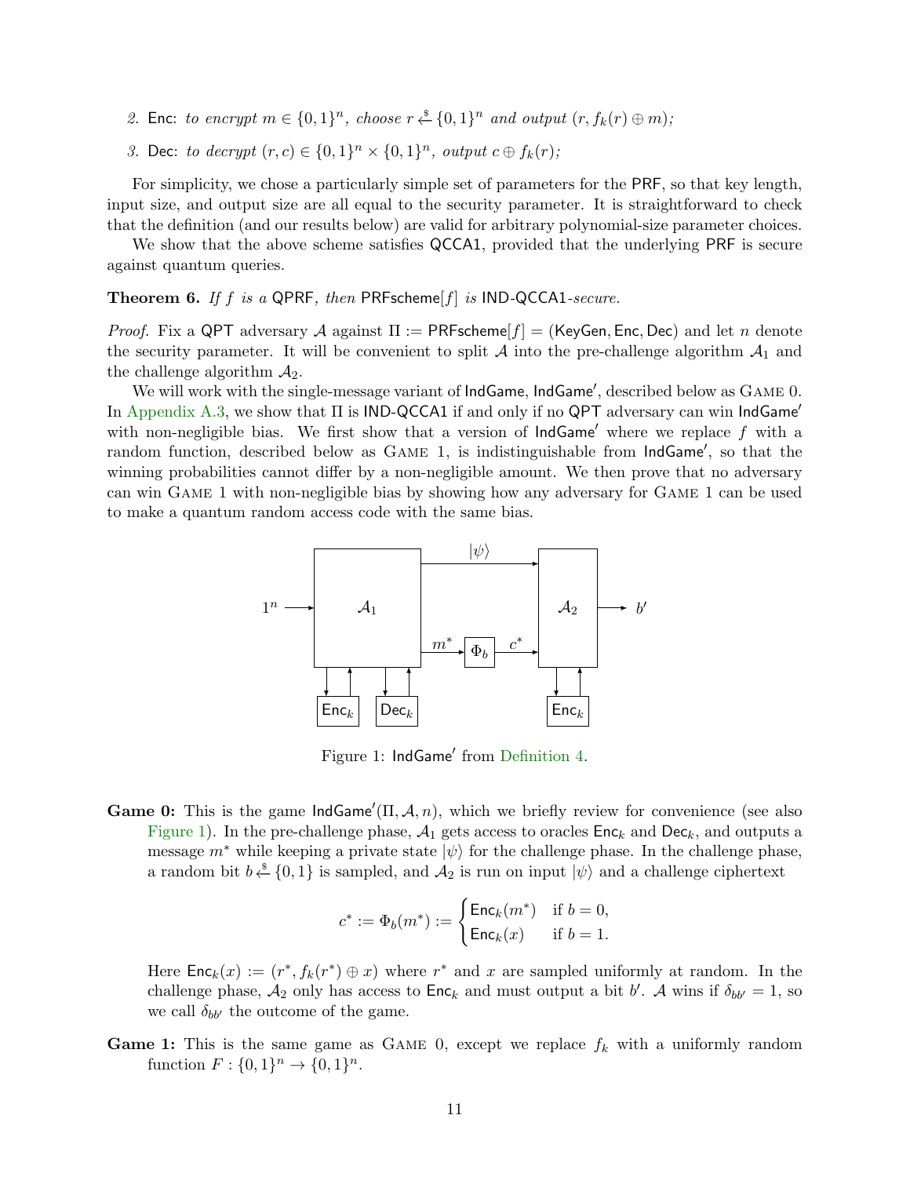2. Enc: *to encrypt* $m \in \{0,1\}^n$*, choose* $r \xleftarrow{\$} \{0,1\}^n$ *and output* $(r, f_k(r) \oplus m)$*;*

3. Dec: *to decrypt* $(r,c) \in \{0,1\}^n \times \{0,1\}^n$*, output* $c \oplus f_k(r)$*;*

For simplicity, we chose a particularly simple set of parameters for the PRF, so that key length, input size, and output size are all equal to the security parameter. It is straightforward to check that the definition (and our results below) are valid for arbitrary polynomial-size parameter choices.

We show that the above scheme satisfies QCCA1, provided that the underlying PRF is secure against quantum queries.

**Theorem 6.** *If $f$ is a* QPRF*, then* PRFscheme$[f]$ *is* IND-QCCA1*-secure.*

*Proof.* Fix a QPT adversary $\mathcal{A}$ against $\Pi :=$ PRFscheme$[f] =$ (KeyGen, Enc, Dec) and let $n$ denote the security parameter. It will be convenient to split $\mathcal{A}$ into the pre-challenge algorithm $\mathcal{A}_1$ and the challenge algorithm $\mathcal{A}_2$.

We will work with the single-message variant of IndGame, IndGame′, described below as Game 0. In Appendix A.3, we show that $\Pi$ is IND-QCCA1 if and only if no QPT adversary can win IndGame′ with non-negligible bias. We first show that a version of IndGame′ where we replace $f$ with a random function, described below as Game 1, is indistinguishable from IndGame′, so that the winning probabilities cannot differ by a non-negligible amount. We then prove that no adversary can win Game 1 with non-negligible bias by showing how any adversary for Game 1 can be used to make a quantum random access code with the same bias.

Figure 1: IndGame′ from Definition 4.

**Game 0:** This is the game IndGame′$(\Pi, \mathcal{A}, n)$, which we briefly review for convenience (see also Figure 1). In the pre-challenge phase, $\mathcal{A}_1$ gets access to oracles $\mathsf{Enc}_k$ and $\mathsf{Dec}_k$, and outputs a message $m^*$ while keeping a private state $|\psi\rangle$ for the challenge phase. In the challenge phase, a random bit $b \xleftarrow{\$} \{0,1\}$ is sampled, and $\mathcal{A}_2$ is run on input $|\psi\rangle$ and a challenge ciphertext

$$c^* := \Phi_b(m^*) := \begin{cases} \mathsf{Enc}_k(m^*) & \text{if } b = 0, \\ \mathsf{Enc}_k(x) & \text{if } b = 1. \end{cases}$$

Here $\mathsf{Enc}_k(x) := (r^*, f_k(r^*) \oplus x)$ where $r^*$ and $x$ are sampled uniformly at random. In the challenge phase, $\mathcal{A}_2$ only has access to $\mathsf{Enc}_k$ and must output a bit $b'$. $\mathcal{A}$ wins if $\delta_{bb'} = 1$, so we call $\delta_{bb'}$ the outcome of the game.

**Game 1:** This is the same game as Game 0, except we replace $f_k$ with a uniformly random function $F : \{0,1\}^n \to \{0,1\}^n$.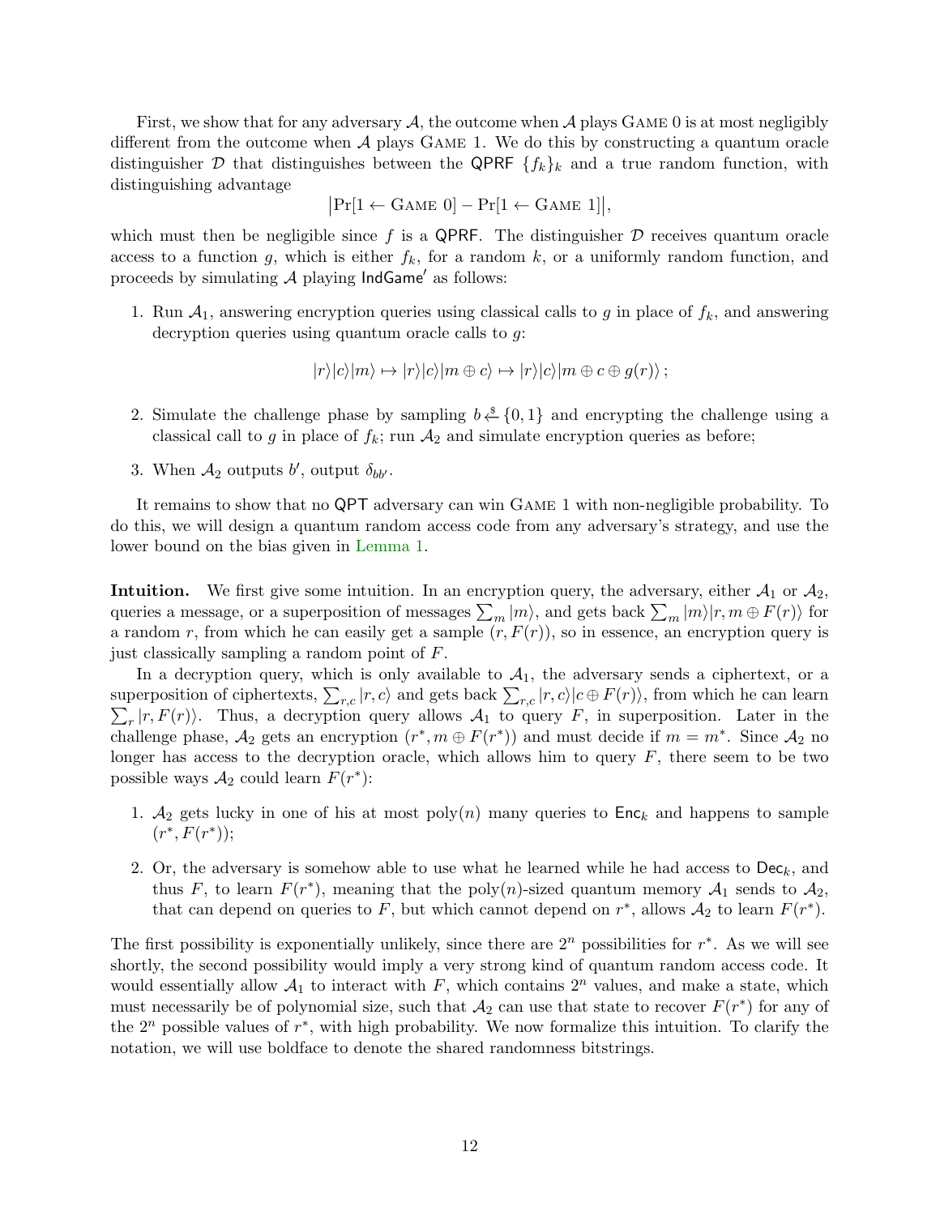First, we show that for any adversary $\mathcal{A}$, the outcome when $\mathcal{A}$ plays GAME 0 is at most negligibly different from the outcome when $\mathcal{A}$ plays GAME 1. We do this by constructing a quantum oracle distinguisher $\mathcal{D}$ that distinguishes between the QPRF $\{f_k\}_k$ and a true random function, with distinguishing advantage

$$\left|\Pr[1 \leftarrow \text{GAME } 0] - \Pr[1 \leftarrow \text{GAME } 1]\right|,$$

which must then be negligible since $f$ is a QPRF. The distinguisher $\mathcal{D}$ receives quantum oracle access to a function $g$, which is either $f_k$, for a random $k$, or a uniformly random function, and proceeds by simulating $\mathcal{A}$ playing $\mathsf{IndGame}'$ as follows:

1. Run $\mathcal{A}_1$, answering encryption queries using classical calls to $g$ in place of $f_k$, and answering decryption queries using quantum oracle calls to $g$:
$$|r\rangle|c\rangle|m\rangle \mapsto |r\rangle|c\rangle|m \oplus c\rangle \mapsto |r\rangle|c\rangle|m \oplus c \oplus g(r)\rangle\,;$$
2. Simulate the challenge phase by sampling $b \xleftarrow{\$} \{0,1\}$ and encrypting the challenge using a classical call to $g$ in place of $f_k$; run $\mathcal{A}_2$ and simulate encryption queries as before;
3. When $\mathcal{A}_2$ outputs $b'$, output $\delta_{bb'}$.

It remains to show that no QPT adversary can win GAME 1 with non-negligible probability. To do this, we will design a quantum random access code from any adversary's strategy, and use the lower bound on the bias given in Lemma 1.

**Intuition.** We first give some intuition. In an encryption query, the adversary, either $\mathcal{A}_1$ or $\mathcal{A}_2$, queries a message, or a superposition of messages $\sum_m |m\rangle$, and gets back $\sum_m |m\rangle|r, m \oplus F(r)\rangle$ for a random $r$, from which he can easily get a sample $(r, F(r))$, so in essence, an encryption query is just classically sampling a random point of $F$.

In a decryption query, which is only available to $\mathcal{A}_1$, the adversary sends a ciphertext, or a superposition of ciphertexts, $\sum_{r,c} |r,c\rangle$ and gets back $\sum_{r,c} |r,c\rangle|c \oplus F(r)\rangle$, from which he can learn $\sum_r |r, F(r)\rangle$. Thus, a decryption query allows $\mathcal{A}_1$ to query $F$, in superposition. Later in the challenge phase, $\mathcal{A}_2$ gets an encryption $(r^*, m \oplus F(r^*))$ and must decide if $m = m^*$. Since $\mathcal{A}_2$ no longer has access to the decryption oracle, which allows him to query $F$, there seem to be two possible ways $\mathcal{A}_2$ could learn $F(r^*)$:

1. $\mathcal{A}_2$ gets lucky in one of his at most $\text{poly}(n)$ many queries to $\mathsf{Enc}_k$ and happens to sample $(r^*, F(r^*))$;
2. Or, the adversary is somehow able to use what he learned while he had access to $\mathsf{Dec}_k$, and thus $F$, to learn $F(r^*)$, meaning that the $\text{poly}(n)$-sized quantum memory $\mathcal{A}_1$ sends to $\mathcal{A}_2$, that can depend on queries to $F$, but which cannot depend on $r^*$, allows $\mathcal{A}_2$ to learn $F(r^*)$.

The first possibility is exponentially unlikely, since there are $2^n$ possibilities for $r^*$. As we will see shortly, the second possibility would imply a very strong kind of quantum random access code. It would essentially allow $\mathcal{A}_1$ to interact with $F$, which contains $2^n$ values, and make a state, which must necessarily be of polynomial size, such that $\mathcal{A}_2$ can use that state to recover $F(r^*)$ for any of the $2^n$ possible values of $r^*$, with high probability. We now formalize this intuition. To clarify the notation, we will use boldface to denote the shared randomness bitstrings.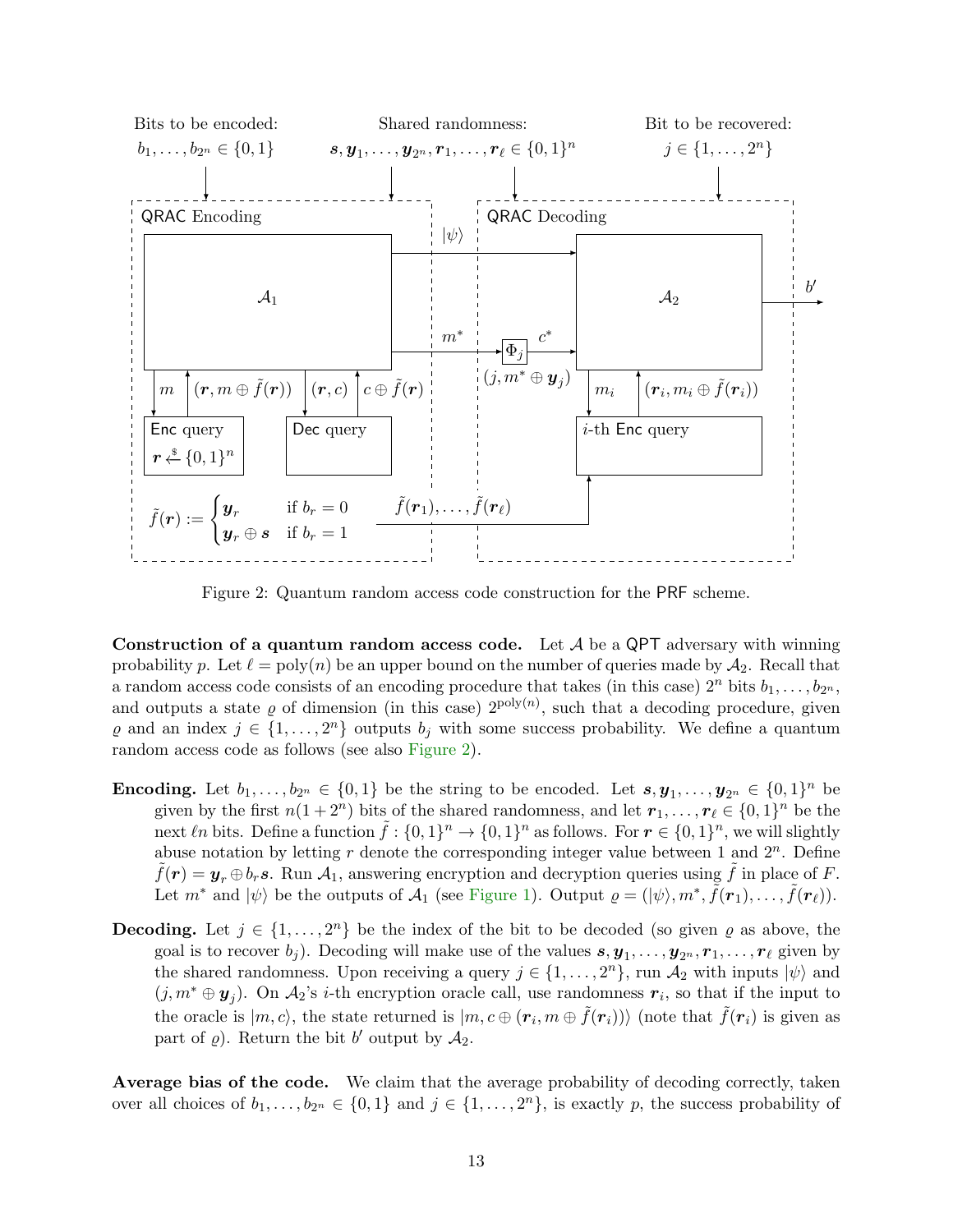Figure 2: Quantum random access code construction for the PRF scheme.

**Construction of a quantum random access code.** Let $\mathcal{A}$ be a QPT adversary with winning probability $p$. Let $\ell = \text{poly}(n)$ be an upper bound on the number of queries made by $\mathcal{A}_2$. Recall that a random access code consists of an encoding procedure that takes (in this case) $2^n$ bits $b_1, \ldots, b_{2^n}$, and outputs a state $\varrho$ of dimension (in this case) $2^{\text{poly}(n)}$, such that a decoding procedure, given $\varrho$ and an index $j \in \{1, \ldots, 2^n\}$ outputs $b_j$ with some success probability. We define a quantum random access code as follows (see also Figure 2).

**Encoding.** Let $b_1, \ldots, b_{2^n} \in \{0,1\}$ be the string to be encoded. Let $\boldsymbol{s}, \boldsymbol{y}_1, \ldots, \boldsymbol{y}_{2^n} \in \{0,1\}^n$ be given by the first $n(1+2^n)$ bits of the shared randomness, and let $\boldsymbol{r}_1, \ldots, \boldsymbol{r}_\ell \in \{0,1\}^n$ be the next $\ell n$ bits. Define a function $\tilde{f} : \{0,1\}^n \to \{0,1\}^n$ as follows. For $\boldsymbol{r} \in \{0,1\}^n$, we will slightly abuse notation by letting $r$ denote the corresponding integer value between 1 and $2^n$. Define $\tilde{f}(\boldsymbol{r}) = \boldsymbol{y}_r \oplus b_r \boldsymbol{s}$. Run $\mathcal{A}_1$, answering encryption and decryption queries using $\tilde{f}$ in place of $F$. Let $m^*$ and $|\psi\rangle$ be the outputs of $\mathcal{A}_1$ (see Figure 1). Output $\varrho = (|\psi\rangle, m^*, \tilde{f}(\boldsymbol{r}_1), \ldots, \tilde{f}(\boldsymbol{r}_\ell))$.

**Decoding.** Let $j \in \{1, \ldots, 2^n\}$ be the index of the bit to be decoded (so given $\varrho$ as above, the goal is to recover $b_j$). Decoding will make use of the values $\boldsymbol{s}, \boldsymbol{y}_1, \ldots, \boldsymbol{y}_{2^n}, \boldsymbol{r}_1, \ldots, \boldsymbol{r}_\ell$ given by the shared randomness. Upon receiving a query $j \in \{1, \ldots, 2^n\}$, run $\mathcal{A}_2$ with inputs $|\psi\rangle$ and $(j, m^* \oplus \boldsymbol{y}_j)$. On $\mathcal{A}_2$'s $i$-th encryption oracle call, use randomness $\boldsymbol{r}_i$, so that if the input to the oracle is $|m, c\rangle$, the state returned is $|m, c \oplus (\boldsymbol{r}_i, m \oplus \tilde{f}(\boldsymbol{r}_i))\rangle$ (note that $\tilde{f}(\boldsymbol{r}_i)$ is given as part of $\varrho$). Return the bit $b'$ output by $\mathcal{A}_2$.

**Average bias of the code.** We claim that the average probability of decoding correctly, taken over all choices of $b_1, \ldots, b_{2^n} \in \{0,1\}$ and $j \in \{1, \ldots, 2^n\}$, is exactly $p$, the success probability of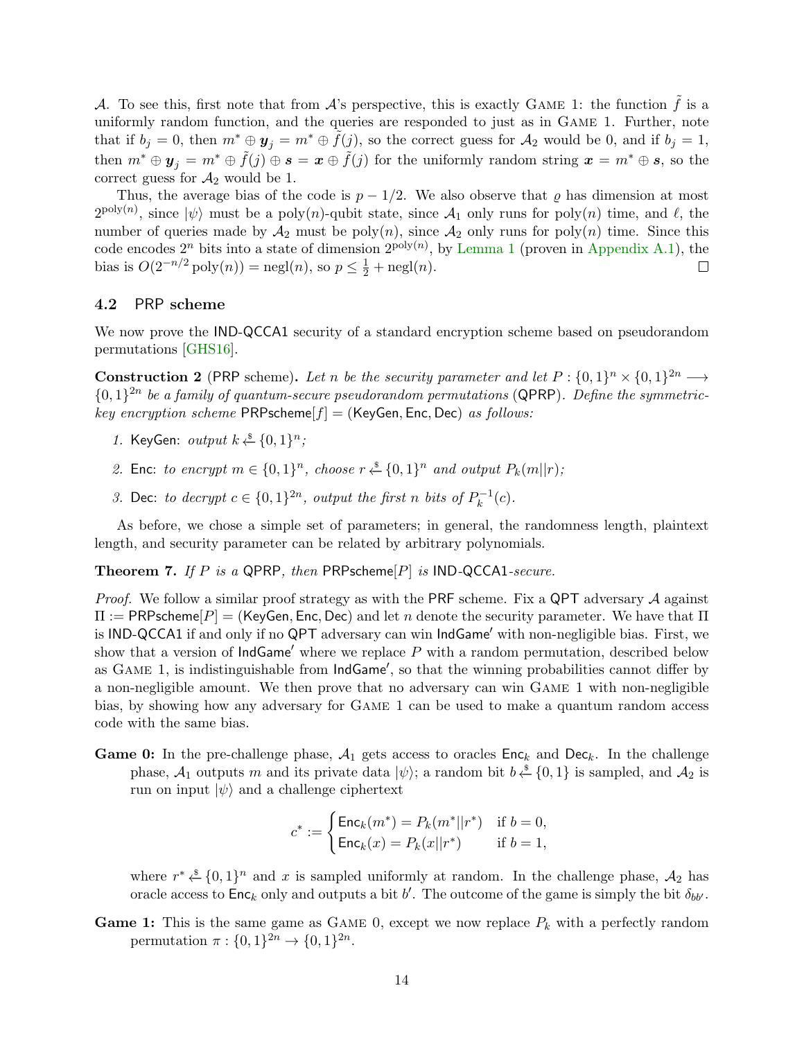$\mathcal{A}$. To see this, first note that from $\mathcal{A}$'s perspective, this is exactly Game 1: the function $\tilde{f}$ is a uniformly random function, and the queries are responded to just as in Game 1. Further, note that if $b_j = 0$, then $m^* \oplus \boldsymbol{y}_j = m^* \oplus \tilde{f}(j)$, so the correct guess for $\mathcal{A}_2$ would be 0, and if $b_j = 1$, then $m^* \oplus \boldsymbol{y}_j = m^* \oplus \tilde{f}(j) \oplus \boldsymbol{s} = \boldsymbol{x} \oplus \tilde{f}(j)$ for the uniformly random string $\boldsymbol{x} = m^* \oplus \boldsymbol{s}$, so the correct guess for $\mathcal{A}_2$ would be 1.

Thus, the average bias of the code is $p - 1/2$. We also observe that $\varrho$ has dimension at most $2^{\mathrm{poly}(n)}$, since $|\psi\rangle$ must be a $\mathrm{poly}(n)$-qubit state, since $\mathcal{A}_1$ only runs for $\mathrm{poly}(n)$ time, and $\ell$, the number of queries made by $\mathcal{A}_2$ must be $\mathrm{poly}(n)$, since $\mathcal{A}_2$ only runs for $\mathrm{poly}(n)$ time. Since this code encodes $2^n$ bits into a state of dimension $2^{\mathrm{poly}(n)}$, by Lemma 1 (proven in Appendix A.1), the bias is $O(2^{-n/2}\,\mathrm{poly}(n)) = \mathrm{negl}(n)$, so $p \leq \frac{1}{2} + \mathrm{negl}(n)$. ☐

### 4.2 PRP scheme

We now prove the IND-QCCA1 security of a standard encryption scheme based on pseudorandom permutations [GHS16].

**Construction 2** (PRP scheme)**.** *Let $n$ be the security parameter and let $P : \{0,1\}^n \times \{0,1\}^{2n} \longrightarrow \{0,1\}^{2n}$ be a family of quantum-secure pseudorandom permutations* (QPRP)*. Define the symmetric-key encryption scheme* $\mathsf{PRPscheme}[f] = (\mathsf{KeyGen}, \mathsf{Enc}, \mathsf{Dec})$ *as follows:*

1. $\mathsf{KeyGen}$: *output $k \xleftarrow{\$} \{0,1\}^n$;*
2. $\mathsf{Enc}$: *to encrypt $m \in \{0,1\}^n$, choose $r \xleftarrow{\$} \{0,1\}^n$ and output $P_k(m||r)$;*
3. $\mathsf{Dec}$: *to decrypt $c \in \{0,1\}^{2n}$, output the first $n$ bits of $P_k^{-1}(c)$.*

As before, we chose a simple set of parameters; in general, the randomness length, plaintext length, and security parameter can be related by arbitrary polynomials.

**Theorem 7.** *If $P$ is a* QPRP*, then* $\mathsf{PRPscheme}[P]$ *is* IND-QCCA1*-secure.*

*Proof.* We follow a similar proof strategy as with the PRF scheme. Fix a QPT adversary $\mathcal{A}$ against $\Pi := \mathsf{PRPscheme}[P] = (\mathsf{KeyGen}, \mathsf{Enc}, \mathsf{Dec})$ and let $n$ denote the security parameter. We have that $\Pi$ is IND-QCCA1 if and only if no QPT adversary can win $\mathsf{IndGame}'$ with non-negligible bias. First, we show that a version of $\mathsf{IndGame}'$ where we replace $P$ with a random permutation, described below as Game 1, is indistinguishable from $\mathsf{IndGame}'$, so that the winning probabilities cannot differ by a non-negligible amount. We then prove that no adversary can win Game 1 with non-negligible bias, by showing how any adversary for Game 1 can be used to make a quantum random access code with the same bias.

**Game 0:** In the pre-challenge phase, $\mathcal{A}_1$ gets access to oracles $\mathsf{Enc}_k$ and $\mathsf{Dec}_k$. In the challenge phase, $\mathcal{A}_1$ outputs $m$ and its private data $|\psi\rangle$; a random bit $b \xleftarrow{\$} \{0,1\}$ is sampled, and $\mathcal{A}_2$ is run on input $|\psi\rangle$ and a challenge ciphertext

$$c^* := \begin{cases} \mathsf{Enc}_k(m^*) = P_k(m^*||r^*) & \text{if } b = 0, \\ \mathsf{Enc}_k(x) = P_k(x||r^*) & \text{if } b = 1, \end{cases}$$

where $r^* \xleftarrow{\$} \{0,1\}^n$ and $x$ is sampled uniformly at random. In the challenge phase, $\mathcal{A}_2$ has oracle access to $\mathsf{Enc}_k$ only and outputs a bit $b'$. The outcome of the game is simply the bit $\delta_{bb'}$.

**Game 1:** This is the same game as Game 0, except we now replace $P_k$ with a perfectly random permutation $\pi : \{0,1\}^{2n} \to \{0,1\}^{2n}$.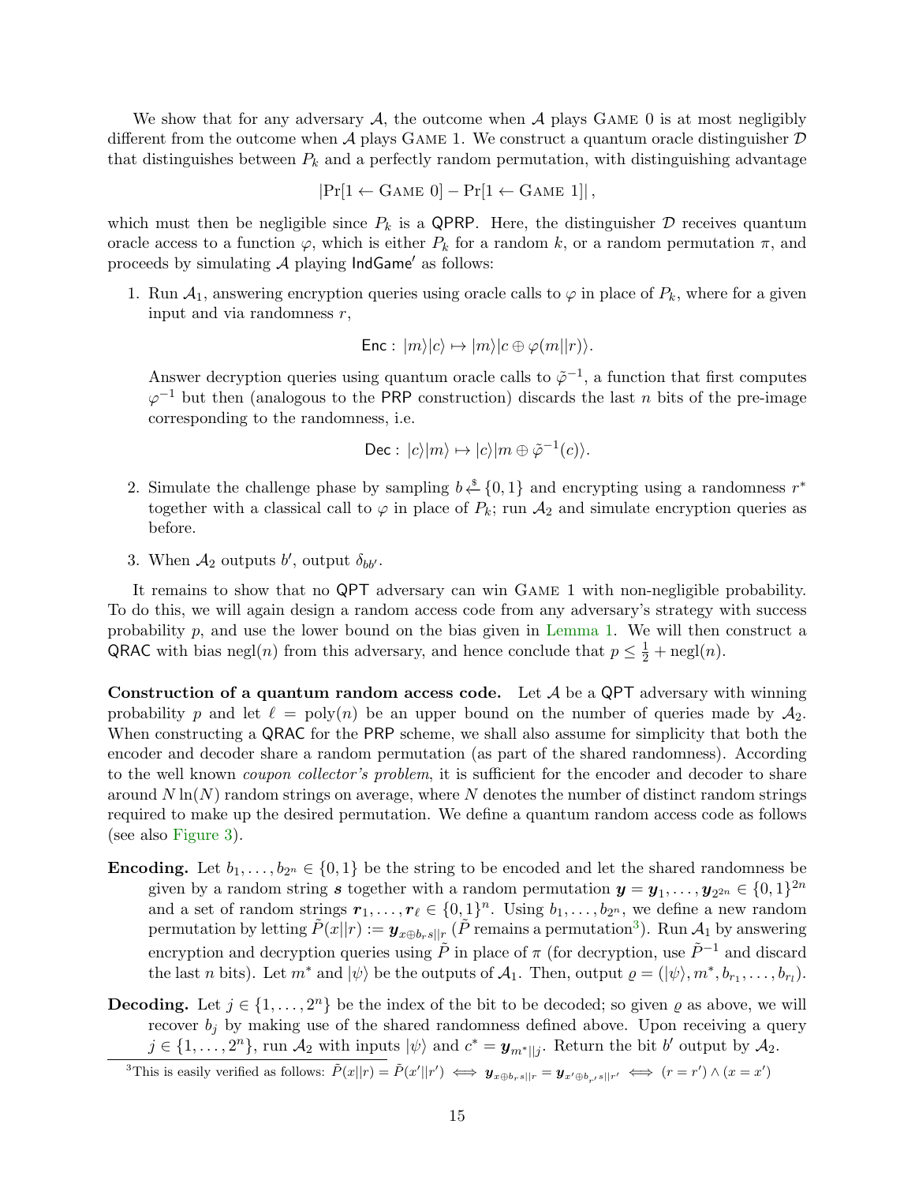We show that for any adversary $\mathcal{A}$, the outcome when $\mathcal{A}$ plays Game 0 is at most negligibly different from the outcome when $\mathcal{A}$ plays Game 1. We construct a quantum oracle distinguisher $\mathcal{D}$ that distinguishes between $P_k$ and a perfectly random permutation, with distinguishing advantage

$$|\Pr[1 \leftarrow \text{Game } 0] - \Pr[1 \leftarrow \text{Game } 1]|,$$

which must then be negligible since $P_k$ is a QPRP. Here, the distinguisher $\mathcal{D}$ receives quantum oracle access to a function $\varphi$, which is either $P_k$ for a random $k$, or a random permutation $\pi$, and proceeds by simulating $\mathcal{A}$ playing $\mathsf{IndGame}'$ as follows:

1. Run $\mathcal{A}_1$, answering encryption queries using oracle calls to $\varphi$ in place of $P_k$, where for a given input and via randomness $r$,

$$\mathsf{Enc} : |m\rangle|c\rangle \mapsto |m\rangle|c \oplus \varphi(m||r)\rangle.$$

   Answer decryption queries using quantum oracle calls to $\tilde{\varphi}^{-1}$, a function that first computes $\varphi^{-1}$ but then (analogous to the PRP construction) discards the last $n$ bits of the pre-image corresponding to the randomness, i.e.

$$\mathsf{Dec} : |c\rangle|m\rangle \mapsto |c\rangle|m \oplus \tilde{\varphi}^{-1}(c)\rangle.$$

2. Simulate the challenge phase by sampling $b \xleftarrow{\$} \{0,1\}$ and encrypting using a randomness $r^*$ together with a classical call to $\varphi$ in place of $P_k$; run $\mathcal{A}_2$ and simulate encryption queries as before.

3. When $\mathcal{A}_2$ outputs $b'$, output $\delta_{bb'}$.

It remains to show that no QPT adversary can win Game 1 with non-negligible probability. To do this, we will again design a random access code from any adversary's strategy with success probability $p$, and use the lower bound on the bias given in Lemma 1. We will then construct a QRAC with bias $\text{negl}(n)$ from this adversary, and hence conclude that $p \leq \frac{1}{2} + \text{negl}(n)$.

**Construction of a quantum random access code.** Let $\mathcal{A}$ be a QPT adversary with winning probability $p$ and let $\ell = \text{poly}(n)$ be an upper bound on the number of queries made by $\mathcal{A}_2$. When constructing a QRAC for the PRP scheme, we shall also assume for simplicity that both the encoder and decoder share a random permutation (as part of the shared randomness). According to the well known *coupon collector's problem*, it is sufficient for the encoder and decoder to share around $N \ln(N)$ random strings on average, where $N$ denotes the number of distinct random strings required to make up the desired permutation. We define a quantum random access code as follows (see also Figure 3).

**Encoding.** Let $b_1, \ldots, b_{2^n} \in \{0,1\}$ be the string to be encoded and let the shared randomness be given by a random string $\boldsymbol{s}$ together with a random permutation $\boldsymbol{y} = \boldsymbol{y}_1, \ldots, \boldsymbol{y}_{2^{2n}} \in \{0,1\}^{2n}$ and a set of random strings $\boldsymbol{r}_1, \ldots, \boldsymbol{r}_\ell \in \{0,1\}^n$. Using $b_1, \ldots, b_{2^n}$, we define a new random permutation by letting $\tilde{P}(x||r) := \boldsymbol{y}_{x \oplus b_r s||r}$ ($\tilde{P}$ remains a permutation[3]). Run $\mathcal{A}_1$ by answering encryption and decryption queries using $\tilde{P}$ in place of $\pi$ (for decryption, use $\tilde{P}^{-1}$ and discard the last $n$ bits). Let $m^*$ and $|\psi\rangle$ be the outputs of $\mathcal{A}_1$. Then, output $\varrho = (|\psi\rangle, m^*, b_{r_1}, \ldots, b_{r_l})$.

**Decoding.** Let $j \in \{1, \ldots, 2^n\}$ be the index of the bit to be decoded; so given $\varrho$ as above, we will recover $b_j$ by making use of the shared randomness defined above. Upon receiving a query $j \in \{1, \ldots, 2^n\}$, run $\mathcal{A}_2$ with inputs $|\psi\rangle$ and $c^* = \boldsymbol{y}_{m^*||j}$. Return the bit $b'$ output by $\mathcal{A}_2$.

[3]This is easily verified as follows: $\tilde{P}(x||r) = \tilde{P}(x'||r') \iff \boldsymbol{y}_{x \oplus b_r s||r} = \boldsymbol{y}_{x' \oplus b_{r'} s||r'} \iff (r = r') \wedge (x = x')$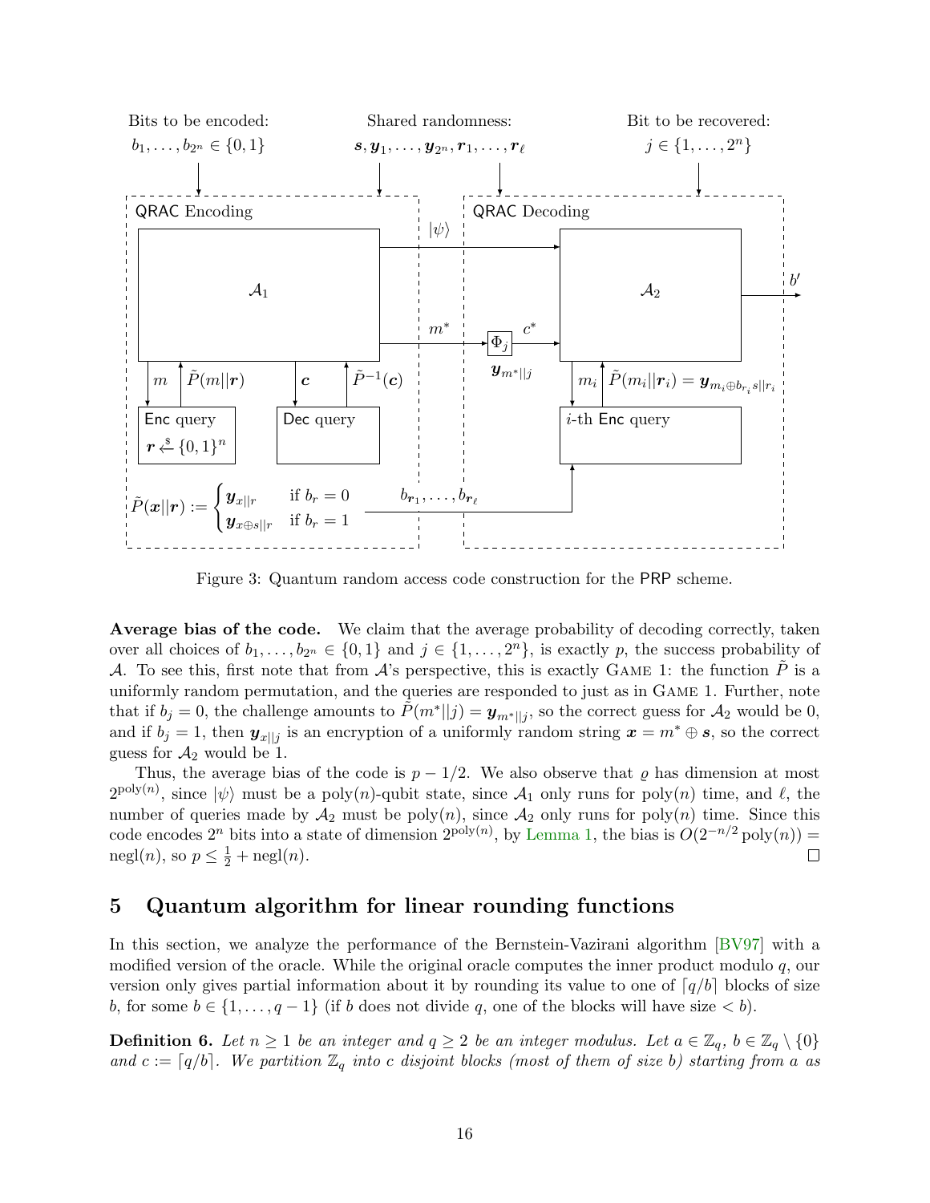Figure 3: Quantum random access code construction for the PRP scheme.

**Average bias of the code.** We claim that the average probability of decoding correctly, taken over all choices of $b_1, \ldots, b_{2^n} \in \{0,1\}$ and $j \in \{1, \ldots, 2^n\}$, is exactly $p$, the success probability of $\mathcal{A}$. To see this, first note that from $\mathcal{A}$'s perspective, this is exactly GAME 1: the function $\tilde{P}$ is a uniformly random permutation, and the queries are responded to just as in GAME 1. Further, note that if $b_j = 0$, the challenge amounts to $\tilde{P}(m^*||j) = \boldsymbol{y}_{m^*||j}$, so the correct guess for $\mathcal{A}_2$ would be 0, and if $b_j = 1$, then $\boldsymbol{y}_{x||j}$ is an encryption of a uniformly random string $\boldsymbol{x} = m^* \oplus \boldsymbol{s}$, so the correct guess for $\mathcal{A}_2$ would be 1.

Thus, the average bias of the code is $p - 1/2$. We also observe that $\varrho$ has dimension at most $2^{\mathrm{poly}(n)}$, since $|\psi\rangle$ must be a poly($n$)-qubit state, since $\mathcal{A}_1$ only runs for poly($n$) time, and $\ell$, the number of queries made by $\mathcal{A}_2$ must be poly($n$), since $\mathcal{A}_2$ only runs for poly($n$) time. Since this code encodes $2^n$ bits into a state of dimension $2^{\mathrm{poly}(n)}$, by Lemma 1, the bias is $O(2^{-n/2}\,\mathrm{poly}(n)) = \mathrm{negl}(n)$, so $p \leq \frac{1}{2} + \mathrm{negl}(n)$. □

## 5 Quantum algorithm for linear rounding functions

In this section, we analyze the performance of the Bernstein-Vazirani algorithm [BV97] with a modified version of the oracle. While the original oracle computes the inner product modulo $q$, our version only gives partial information about it by rounding its value to one of $\lceil q/b \rceil$ blocks of size $b$, for some $b \in \{1, \ldots, q-1\}$ (if $b$ does not divide $q$, one of the blocks will have size $< b$).

**Definition 6.** *Let $n \geq 1$ be an integer and $q \geq 2$ be an integer modulus. Let $a \in \mathbb{Z}_q$, $b \in \mathbb{Z}_q \setminus \{0\}$ and $c := \lceil q/b \rceil$. We partition $\mathbb{Z}_q$ into $c$ disjoint blocks (most of them of size $b$) starting from $a$ as*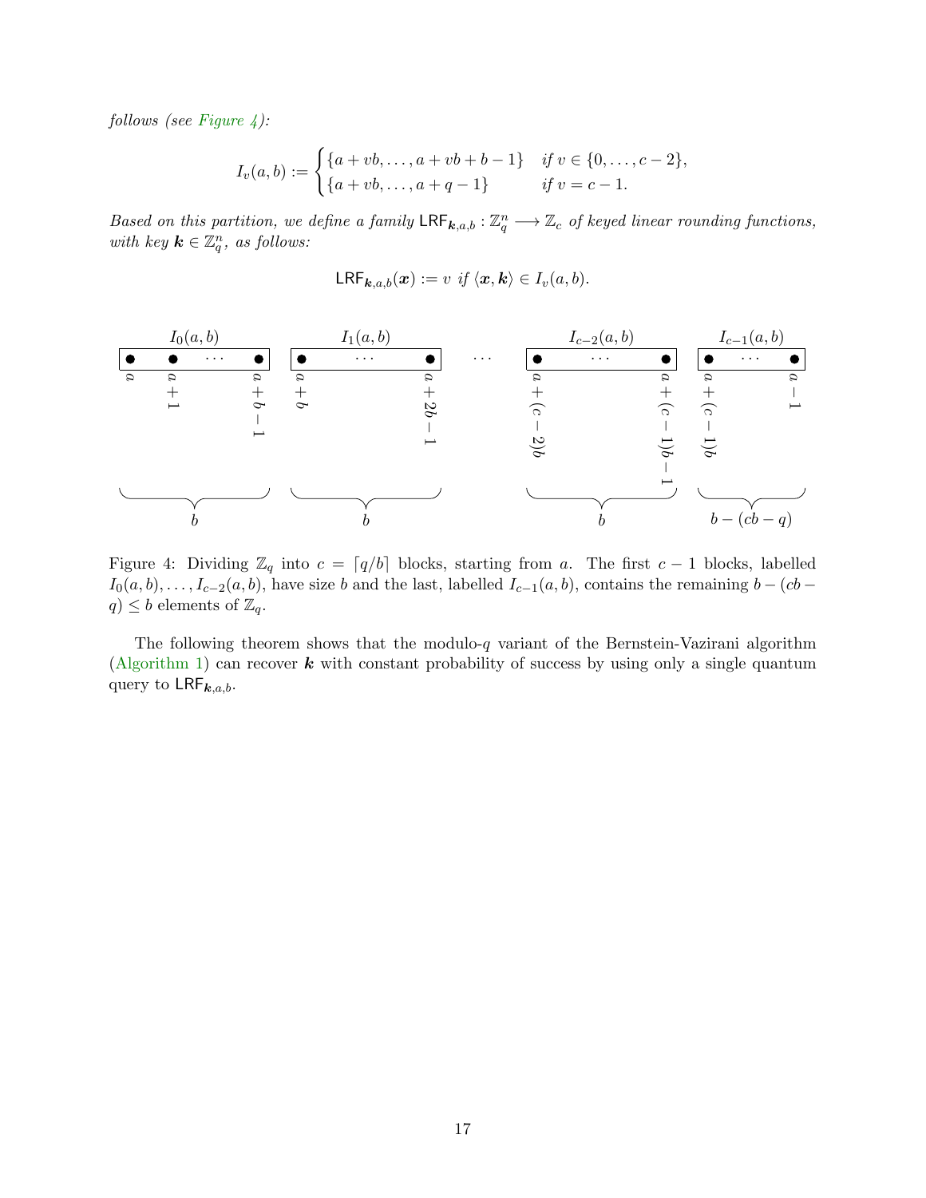*follows (see Figure 4):*

$$I_v(a,b) := \begin{cases} \{a+vb, \dots, a+vb+b-1\} & \text{if } v \in \{0,\dots,c-2\}, \\ \{a+vb, \dots, a+q-1\} & \text{if } v = c-1. \end{cases}$$

*Based on this partition, we define a family $\mathsf{LRF}_{\boldsymbol{k},a,b} : \mathbb{Z}_q^n \longrightarrow \mathbb{Z}_c$ of keyed linear rounding functions, with key $\boldsymbol{k} \in \mathbb{Z}_q^n$, as follows:*

$$\mathsf{LRF}_{\boldsymbol{k},a,b}(\boldsymbol{x}) := v \ \text{ if } \langle \boldsymbol{x}, \boldsymbol{k} \rangle \in I_v(a,b).$$

Figure 4: Dividing $\mathbb{Z}_q$ into $c = \lceil q/b \rceil$ blocks, starting from $a$. The first $c-1$ blocks, labelled $I_0(a,b), \dots, I_{c-2}(a,b)$, have size $b$ and the last, labelled $I_{c-1}(a,b)$, contains the remaining $b-(cb-q) \le b$ elements of $\mathbb{Z}_q$.

The following theorem shows that the modulo-$q$ variant of the Bernstein-Vazirani algorithm (Algorithm 1) can recover $\boldsymbol{k}$ with constant probability of success by using only a single quantum query to $\mathsf{LRF}_{\boldsymbol{k},a,b}$.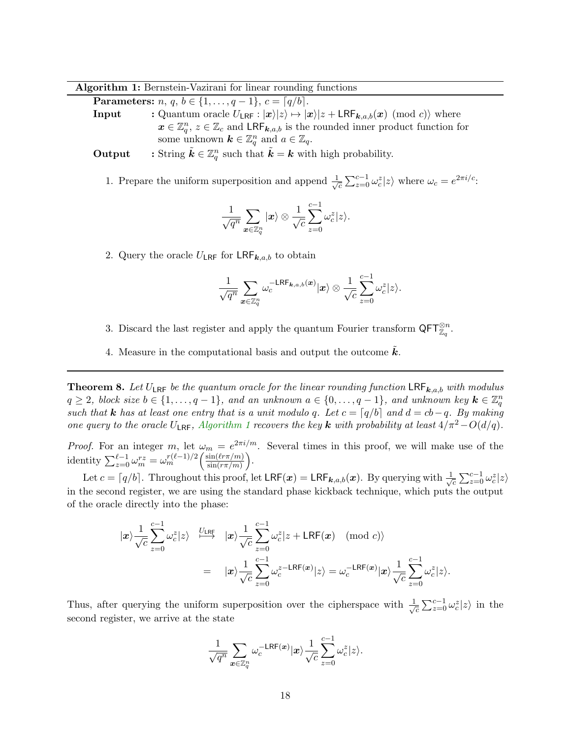**Algorithm 1:** Bernstein-Vazirani for linear rounding functions

**Parameters:** $n$, $q$, $b \in \{1, \ldots, q-1\}$, $c = \lceil q/b \rceil$.

**Input** : Quantum oracle $U_{\mathsf{LRF}} : |\boldsymbol{x}\rangle|z\rangle \mapsto |\boldsymbol{x}\rangle|z + \mathsf{LRF}_{\boldsymbol{k},a,b}(\boldsymbol{x}) \pmod c\rangle$ where $\boldsymbol{x} \in \mathbb{Z}_q^n$, $z \in \mathbb{Z}_c$ and $\mathsf{LRF}_{\boldsymbol{k},a,b}$ is the rounded inner product function for some unknown $\boldsymbol{k} \in \mathbb{Z}_q^n$ and $a \in \mathbb{Z}_q$.

**Output** : String $\tilde{\boldsymbol{k}} \in \mathbb{Z}_q^n$ such that $\tilde{\boldsymbol{k}} = \boldsymbol{k}$ with high probability.

1. Prepare the uniform superposition and append $\frac{1}{\sqrt{c}} \sum_{z=0}^{c-1} \omega_c^z |z\rangle$ where $\omega_c = e^{2\pi i/c}$:

$$\frac{1}{\sqrt{q^n}} \sum_{\boldsymbol{x} \in \mathbb{Z}_q^n} |\boldsymbol{x}\rangle \otimes \frac{1}{\sqrt{c}} \sum_{z=0}^{c-1} \omega_c^z |z\rangle.$$

2. Query the oracle $U_{\mathsf{LRF}}$ for $\mathsf{LRF}_{\boldsymbol{k},a,b}$ to obtain

$$\frac{1}{\sqrt{q^n}} \sum_{\boldsymbol{x} \in \mathbb{Z}_q^n} \omega_c^{-\mathsf{LRF}_{\boldsymbol{k},a,b}(\boldsymbol{x})} |\boldsymbol{x}\rangle \otimes \frac{1}{\sqrt{c}} \sum_{z=0}^{c-1} \omega_c^z |z\rangle.$$

3. Discard the last register and apply the quantum Fourier transform $\mathsf{QFT}_{\mathbb{Z}_q}^{\otimes n}$.

4. Measure in the computational basis and output the outcome $\tilde{\boldsymbol{k}}$.

---

**Theorem 8.** *Let $U_{\mathsf{LRF}}$ be the quantum oracle for the linear rounding function $\mathsf{LRF}_{\boldsymbol{k},a,b}$ with modulus $q \geq 2$, block size $b \in \{1, \ldots, q-1\}$, and an unknown $a \in \{0, \ldots, q-1\}$, and unknown key $\boldsymbol{k} \in \mathbb{Z}_q^n$ such that $\boldsymbol{k}$ has at least one entry that is a unit modulo $q$. Let $c = \lceil q/b \rceil$ and $d = cb - q$. By making one query to the oracle $U_{\mathsf{LRF}}$, Algorithm 1 recovers the key $\boldsymbol{k}$ with probability at least $4/\pi^2 - O(d/q)$.*

*Proof.* For an integer $m$, let $\omega_m = e^{2\pi i/m}$. Several times in this proof, we will make use of the identity $\sum_{z=0}^{\ell-1} \omega_m^{rz} = \omega_m^{r(\ell-1)/2} \left( \frac{\sin(\ell r \pi/m)}{\sin(r\pi/m)} \right)$.

Let $c = \lceil q/b \rceil$. Throughout this proof, let $\mathsf{LRF}(\boldsymbol{x}) = \mathsf{LRF}_{\boldsymbol{k},a,b}(\boldsymbol{x})$. By querying with $\frac{1}{\sqrt{c}} \sum_{z=0}^{c-1} \omega_c^z |z\rangle$ in the second register, we are using the standard phase kickback technique, which puts the output of the oracle directly into the phase:

$$\begin{aligned} |\boldsymbol{x}\rangle \frac{1}{\sqrt{c}} \sum_{z=0}^{c-1} \omega_c^z |z\rangle \quad &\overset{U_{\mathsf{LRF}}}{\longmapsto} \quad |\boldsymbol{x}\rangle \frac{1}{\sqrt{c}} \sum_{z=0}^{c-1} \omega_c^z |z + \mathsf{LRF}(\boldsymbol{x}) \pmod c\rangle \\ &= \quad |\boldsymbol{x}\rangle \frac{1}{\sqrt{c}} \sum_{z=0}^{c-1} \omega_c^{z - \mathsf{LRF}(\boldsymbol{x})} |z\rangle = \omega_c^{-\mathsf{LRF}(\boldsymbol{x})} |\boldsymbol{x}\rangle \frac{1}{\sqrt{c}} \sum_{z=0}^{c-1} \omega_c^z |z\rangle. \end{aligned}$$

Thus, after querying the uniform superposition over the cipherspace with $\frac{1}{\sqrt{c}} \sum_{z=0}^{c-1} \omega_c^z |z\rangle$ in the second register, we arrive at the state

$$\frac{1}{\sqrt{q^n}} \sum_{\boldsymbol{x} \in \mathbb{Z}_q^n} \omega_c^{-\mathsf{LRF}(\boldsymbol{x})} |\boldsymbol{x}\rangle \frac{1}{\sqrt{c}} \sum_{z=0}^{c-1} \omega_c^z |z\rangle.$$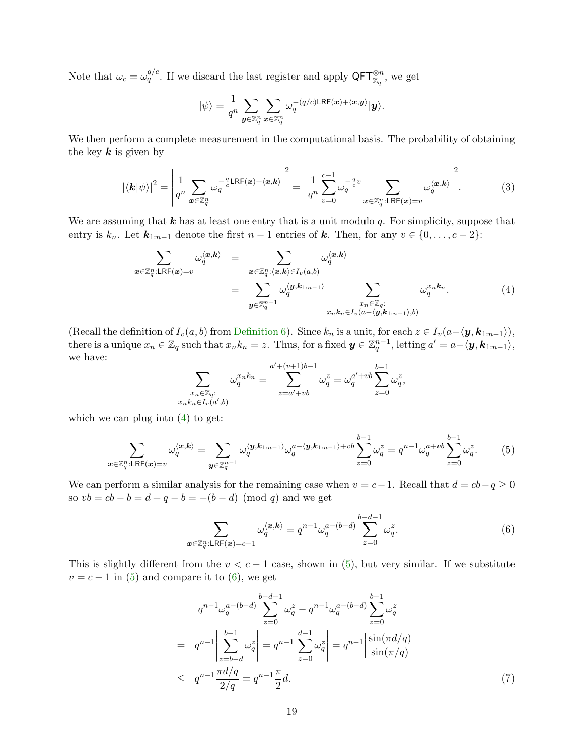Note that $\omega_c = \omega_q^{q/c}$. If we discard the last register and apply $\mathsf{QFT}_{\mathbb{Z}_q}^{\otimes n}$, we get

$$|\psi\rangle = \frac{1}{q^n} \sum_{\boldsymbol{y} \in \mathbb{Z}_q^n} \sum_{\boldsymbol{x} \in \mathbb{Z}_q^n} \omega_q^{-(q/c)\mathsf{LRF}(\boldsymbol{x}) + \langle \boldsymbol{x}, \boldsymbol{y} \rangle} |\boldsymbol{y}\rangle.$$

We then perform a complete measurement in the computational basis. The probability of obtaining the key $\boldsymbol{k}$ is given by

$$|\langle \boldsymbol{k} | \psi \rangle|^2 = \left| \frac{1}{q^n} \sum_{\boldsymbol{x} \in \mathbb{Z}_q^n} \omega_q^{-\frac{q}{c}\mathsf{LRF}(\boldsymbol{x}) + \langle \boldsymbol{x}, \boldsymbol{k} \rangle} \right|^2 = \left| \frac{1}{q^n} \sum_{v=0}^{c-1} \omega_q^{-\frac{q}{c}v} \sum_{\boldsymbol{x} \in \mathbb{Z}_q^n : \mathsf{LRF}(\boldsymbol{x}) = v} \omega_q^{\langle \boldsymbol{x}, \boldsymbol{k} \rangle} \right|^2. \tag{3}$$

We are assuming that $\boldsymbol{k}$ has at least one entry that is a unit modulo $q$. For simplicity, suppose that entry is $k_n$. Let $\boldsymbol{k}_{1:n-1}$ denote the first $n-1$ entries of $\boldsymbol{k}$. Then, for any $v \in \{0, \ldots, c-2\}$:

$$\begin{aligned}
\sum_{\boldsymbol{x} \in \mathbb{Z}_q^n : \mathsf{LRF}(\boldsymbol{x}) = v} \omega_q^{\langle \boldsymbol{x}, \boldsymbol{k} \rangle} &= \sum_{\boldsymbol{x} \in \mathbb{Z}_q^n : \langle \boldsymbol{x}, \boldsymbol{k} \rangle \in I_v(a,b)} \omega_q^{\langle \boldsymbol{x}, \boldsymbol{k} \rangle} \\
&= \sum_{\boldsymbol{y} \in \mathbb{Z}_q^{n-1}} \omega_q^{\langle \boldsymbol{y}, \boldsymbol{k}_{1:n-1} \rangle} \sum_{\substack{x_n \in \mathbb{Z}_q : \\ x_n k_n \in I_v(a - \langle \boldsymbol{y}, \boldsymbol{k}_{1:n-1} \rangle, b)}} \omega_q^{x_n k_n}.
\end{aligned} \tag{4}$$

(Recall the definition of $I_v(a,b)$ from Definition 6). Since $k_n$ is a unit, for each $z \in I_v(a - \langle \boldsymbol{y}, \boldsymbol{k}_{1:n-1} \rangle)$, there is a unique $x_n \in \mathbb{Z}_q$ such that $x_n k_n = z$. Thus, for a fixed $\boldsymbol{y} \in \mathbb{Z}_q^{n-1}$, letting $a' = a - \langle \boldsymbol{y}, \boldsymbol{k}_{1:n-1} \rangle$, we have:

$$\sum_{\substack{x_n \in \mathbb{Z}_q : \\ x_n k_n \in I_v(a',b)}} \omega_q^{x_n k_n} = \sum_{z = a' + vb}^{a' + (v+1)b - 1} \omega_q^z = \omega_q^{a' + vb} \sum_{z=0}^{b-1} \omega_q^z,$$

which we can plug into (4) to get:

$$\sum_{\boldsymbol{x} \in \mathbb{Z}_q^n : \mathsf{LRF}(\boldsymbol{x}) = v} \omega_q^{\langle \boldsymbol{x}, \boldsymbol{k} \rangle} = \sum_{\boldsymbol{y} \in \mathbb{Z}_q^{n-1}} \omega_q^{\langle \boldsymbol{y}, \boldsymbol{k}_{1:n-1} \rangle} \omega_q^{a - \langle \boldsymbol{y}, \boldsymbol{k}_{1:n-1} \rangle + vb} \sum_{z=0}^{b-1} \omega_q^z = q^{n-1} \omega_q^{a+vb} \sum_{z=0}^{b-1} \omega_q^z. \tag{5}$$

We can perform a similar analysis for the remaining case when $v = c-1$. Recall that $d = cb - q \geq 0$ so $vb = cb - b = d + q - b = -(b-d) \pmod{q}$ and we get

$$\sum_{\boldsymbol{x} \in \mathbb{Z}_q^n : \mathsf{LRF}(\boldsymbol{x}) = c-1} \omega_q^{\langle \boldsymbol{x}, \boldsymbol{k} \rangle} = q^{n-1} \omega_q^{a - (b-d)} \sum_{z=0}^{b-d-1} \omega_q^z. \tag{6}$$

This is slightly different from the $v < c-1$ case, shown in (5), but very similar. If we substitute $v = c-1$ in (5) and compare it to (6), we get

$$\begin{aligned}
&\left| q^{n-1} \omega_q^{a-(b-d)} \sum_{z=0}^{b-d-1} \omega_q^z - q^{n-1} \omega_q^{a-(b-d)} \sum_{z=0}^{b-1} \omega_q^z \right| \\
= \;& q^{n-1} \left| \sum_{z=b-d}^{b-1} \omega_q^z \right| = q^{n-1} \left| \sum_{z=0}^{d-1} \omega_q^z \right| = q^{n-1} \left| \frac{\sin(\pi d/q)}{\sin(\pi/q)} \right| \\
\leq \;& q^{n-1} \frac{\pi d/q}{2/q} = q^{n-1} \frac{\pi}{2} d.
\end{aligned} \tag{7}$$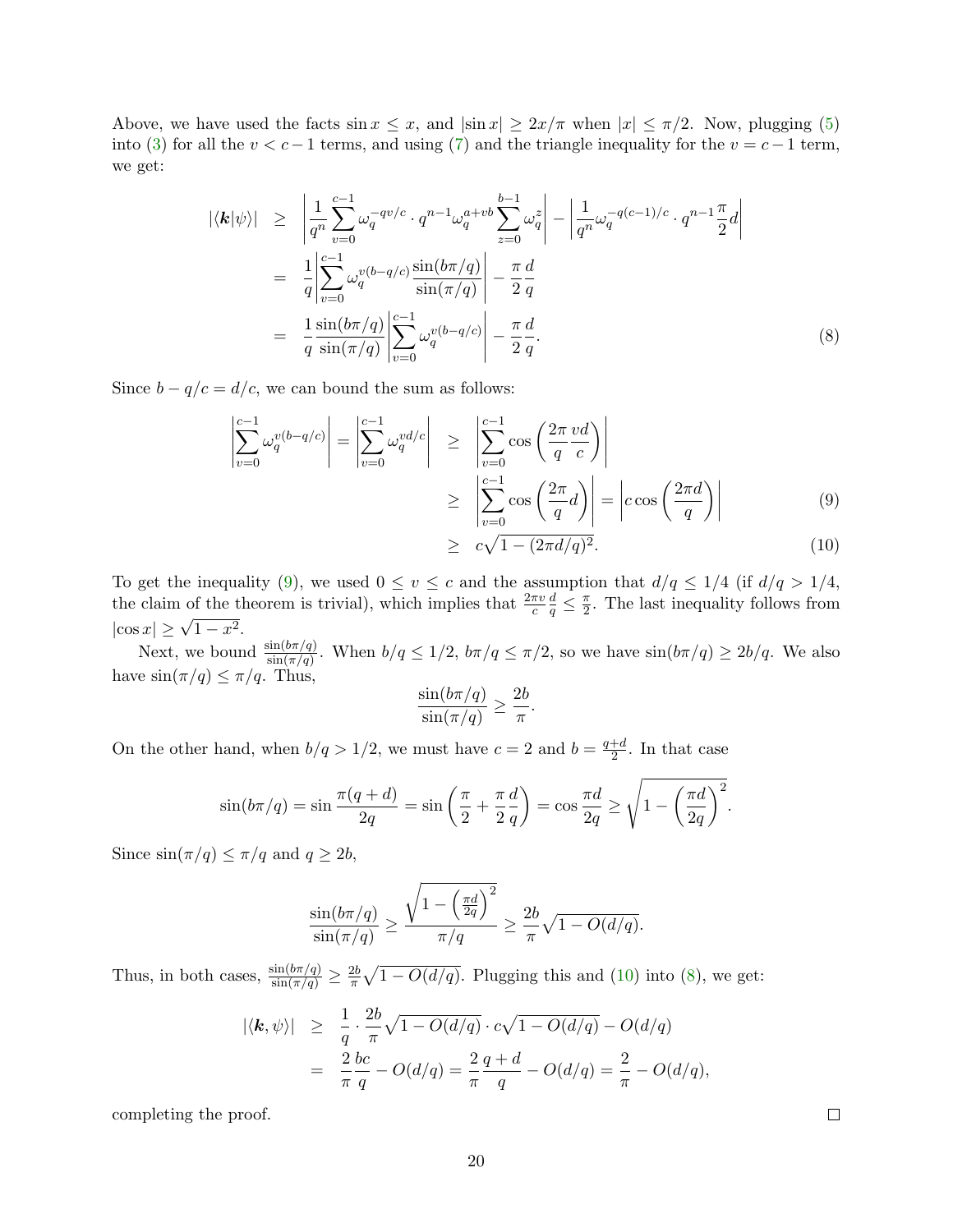Above, we have used the facts $\sin x \leq x$, and $|\sin x| \geq 2x/\pi$ when $|x| \leq \pi/2$. Now, plugging (5) into (3) for all the $v < c-1$ terms, and using (7) and the triangle inequality for the $v = c-1$ term, we get:

$$
\begin{aligned}
|\langle \boldsymbol{k}|\psi\rangle| &\geq \left| \frac{1}{q^n} \sum_{v=0}^{c-1} \omega_q^{-qv/c} \cdot q^{n-1} \omega_q^{a+vb} \sum_{z=0}^{b-1} \omega_q^{z} \right| - \left| \frac{1}{q^n} \omega_q^{-q(c-1)/c} \cdot q^{n-1} \frac{\pi}{2} d \right| \\
&= \frac{1}{q} \left| \sum_{v=0}^{c-1} \omega_q^{v(b-q/c)} \frac{\sin(b\pi/q)}{\sin(\pi/q)} \right| - \frac{\pi}{2}\frac{d}{q} \\
&= \frac{1}{q} \frac{\sin(b\pi/q)}{\sin(\pi/q)} \left| \sum_{v=0}^{c-1} \omega_q^{v(b-q/c)} \right| - \frac{\pi}{2}\frac{d}{q}. \qquad (8)
\end{aligned}
$$

Since $b - q/c = d/c$, we can bound the sum as follows:

$$
\begin{aligned}
\left| \sum_{v=0}^{c-1} \omega_q^{v(b-q/c)} \right| = \left| \sum_{v=0}^{c-1} \omega_q^{vd/c} \right| &\geq \left| \sum_{v=0}^{c-1} \cos\left( \frac{2\pi}{q} \frac{vd}{c} \right) \right| \\
&\geq \left| \sum_{v=0}^{c-1} \cos\left( \frac{2\pi}{q} d \right) \right| = \left| c \cos\left( \frac{2\pi d}{q} \right) \right| \qquad (9) \\
&\geq c\sqrt{1 - (2\pi d/q)^2}. \qquad (10)
\end{aligned}
$$

To get the inequality (9), we used $0 \leq v \leq c$ and the assumption that $d/q \leq 1/4$ (if $d/q > 1/4$, the claim of the theorem is trivial), which implies that $\frac{2\pi v}{c} \frac{d}{q} \leq \frac{\pi}{2}$. The last inequality follows from $|\cos x| \geq \sqrt{1 - x^2}$.

Next, we bound $\frac{\sin(b\pi/q)}{\sin(\pi/q)}$. When $b/q \leq 1/2$, $b\pi/q \leq \pi/2$, so we have $\sin(b\pi/q) \geq 2b/q$. We also have $\sin(\pi/q) \leq \pi/q$. Thus,

$$
\frac{\sin(b\pi/q)}{\sin(\pi/q)} \geq \frac{2b}{\pi}.
$$

On the other hand, when $b/q > 1/2$, we must have $c = 2$ and $b = \frac{q+d}{2}$. In that case

$$
\sin(b\pi/q) = \sin \frac{\pi(q+d)}{2q} = \sin\left( \frac{\pi}{2} + \frac{\pi}{2}\frac{d}{q} \right) = \cos \frac{\pi d}{2q} \geq \sqrt{1 - \left( \frac{\pi d}{2q} \right)^2}.
$$

Since $\sin(\pi/q) \leq \pi/q$ and $q \geq 2b$,

$$
\frac{\sin(b\pi/q)}{\sin(\pi/q)} \geq \frac{\sqrt{1 - \left(\frac{\pi d}{2q}\right)^2}}{\pi/q} \geq \frac{2b}{\pi}\sqrt{1 - O(d/q)}.
$$

Thus, in both cases, $\frac{\sin(b\pi/q)}{\sin(\pi/q)} \geq \frac{2b}{\pi}\sqrt{1 - O(d/q)}$. Plugging this and (10) into (8), we get:

$$
\begin{aligned}
|\langle \boldsymbol{k}, \psi \rangle| &\geq \frac{1}{q} \cdot \frac{2b}{\pi}\sqrt{1 - O(d/q)} \cdot c\sqrt{1 - O(d/q)} - O(d/q) \\
&= \frac{2}{\pi}\frac{bc}{q} - O(d/q) = \frac{2}{\pi}\frac{q+d}{q} - O(d/q) = \frac{2}{\pi} - O(d/q),
\end{aligned}
$$

completing the proof. □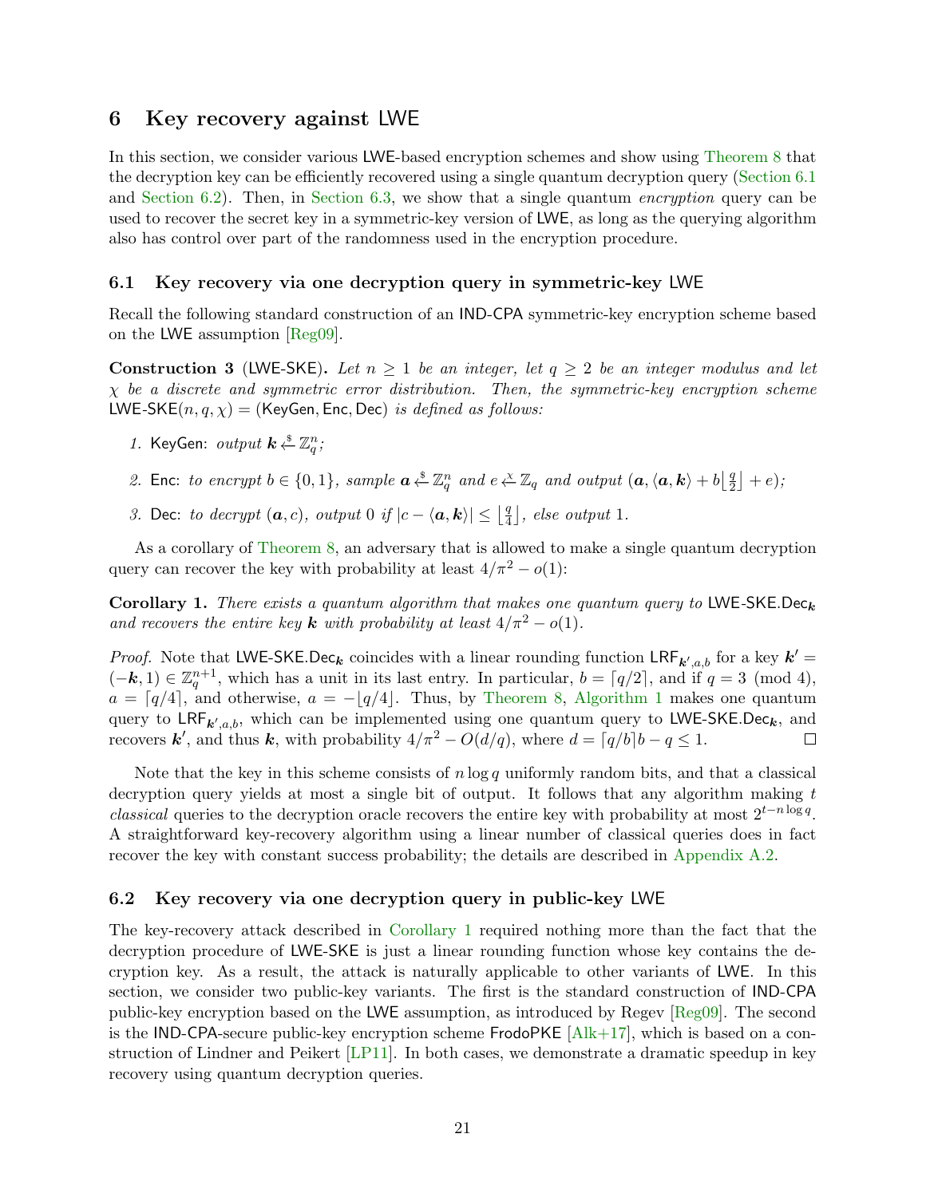## 6 Key recovery against LWE

In this section, we consider various LWE-based encryption schemes and show using Theorem 8 that the decryption key can be efficiently recovered using a single quantum decryption query (Section 6.1 and Section 6.2). Then, in Section 6.3, we show that a single quantum *encryption* query can be used to recover the secret key in a symmetric-key version of LWE, as long as the querying algorithm also has control over part of the randomness used in the encryption procedure.

### 6.1 Key recovery via one decryption query in symmetric-key LWE

Recall the following standard construction of an IND-CPA symmetric-key encryption scheme based on the LWE assumption [Reg09].

**Construction 3** (LWE-SKE). *Let $n \geq 1$ be an integer, let $q \geq 2$ be an integer modulus and let $\chi$ be a discrete and symmetric error distribution. Then, the symmetric-key encryption scheme $\mathsf{LWE\text{-}SKE}(n, q, \chi) = (\mathsf{KeyGen}, \mathsf{Enc}, \mathsf{Dec})$ is defined as follows:*

1. $\mathsf{KeyGen}$: *output $\boldsymbol{k} \xleftarrow{\$} \mathbb{Z}_q^n$;*
2. $\mathsf{Enc}$: *to encrypt $b \in \{0, 1\}$, sample $\boldsymbol{a} \xleftarrow{\$} \mathbb{Z}_q^n$ and $e \xleftarrow{\chi} \mathbb{Z}_q$ and output $(\boldsymbol{a}, \langle \boldsymbol{a}, \boldsymbol{k}\rangle + b\lfloor \frac{q}{2} \rfloor + e)$;*
3. $\mathsf{Dec}$: *to decrypt $(\boldsymbol{a}, c)$, output 0 if $|c - \langle \boldsymbol{a}, \boldsymbol{k}\rangle| \leq \lfloor \frac{q}{4} \rfloor$, else output 1.*

As a corollary of Theorem 8, an adversary that is allowed to make a single quantum decryption query can recover the key with probability at least $4/\pi^2 - o(1)$:

**Corollary 1.** *There exists a quantum algorithm that makes one quantum query to $\mathsf{LWE\text{-}SKE.Dec}_{\boldsymbol{k}}$ and recovers the entire key $\boldsymbol{k}$ with probability at least $4/\pi^2 - o(1)$.*

*Proof.* Note that $\mathsf{LWE\text{-}SKE.Dec}_{\boldsymbol{k}}$ coincides with a linear rounding function $\mathsf{LRF}_{\boldsymbol{k}',a,b}$ for a key $\boldsymbol{k}' = (-\boldsymbol{k}, 1) \in \mathbb{Z}_q^{n+1}$, which has a unit in its last entry. In particular, $b = \lceil q/2 \rceil$, and if $q = 3 \pmod 4$, $a = \lceil q/4 \rceil$, and otherwise, $a = -\lfloor q/4 \rfloor$. Thus, by Theorem 8, Algorithm 1 makes one quantum query to $\mathsf{LRF}_{\boldsymbol{k}',a,b}$, which can be implemented using one quantum query to $\mathsf{LWE\text{-}SKE.Dec}_{\boldsymbol{k}}$, and recovers $\boldsymbol{k}'$, and thus $\boldsymbol{k}$, with probability $4/\pi^2 - O(d/q)$, where $d = \lceil q/b \rceil b - q \leq 1$. □

Note that the key in this scheme consists of $n \log q$ uniformly random bits, and that a classical decryption query yields at most a single bit of output. It follows that any algorithm making $t$ *classical* queries to the decryption oracle recovers the entire key with probability at most $2^{t - n \log q}$. A straightforward key-recovery algorithm using a linear number of classical queries does in fact recover the key with constant success probability; the details are described in Appendix A.2.

### 6.2 Key recovery via one decryption query in public-key LWE

The key-recovery attack described in Corollary 1 required nothing more than the fact that the decryption procedure of LWE-SKE is just a linear rounding function whose key contains the decryption key. As a result, the attack is naturally applicable to other variants of LWE. In this section, we consider two public-key variants. The first is the standard construction of IND-CPA public-key encryption based on the LWE assumption, as introduced by Regev [Reg09]. The second is the IND-CPA-secure public-key encryption scheme FrodoPKE [Alk+17], which is based on a construction of Lindner and Peikert [LP11]. In both cases, we demonstrate a dramatic speedup in key recovery using quantum decryption queries.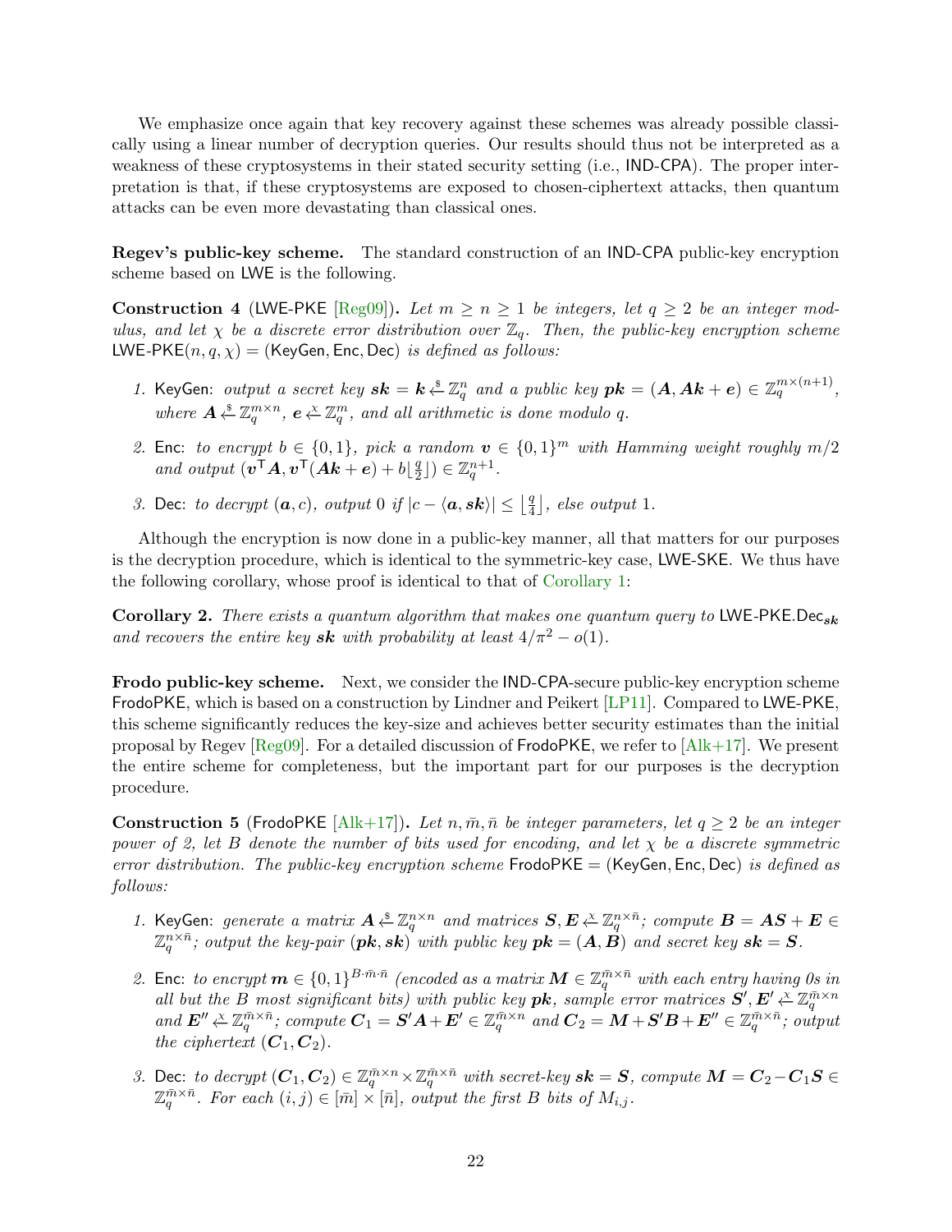We emphasize once again that key recovery against these schemes was already possible classically using a linear number of decryption queries. Our results should thus not be interpreted as a weakness of these cryptosystems in their stated security setting (i.e., IND-CPA). The proper interpretation is that, if these cryptosystems are exposed to chosen-ciphertext attacks, then quantum attacks can be even more devastating than classical ones.

**Regev's public-key scheme.** The standard construction of an IND-CPA public-key encryption scheme based on LWE is the following.

**Construction 4** (LWE-PKE [Reg09]). *Let $m \geq n \geq 1$ be integers, let $q \geq 2$ be an integer modulus, and let $\chi$ be a discrete error distribution over $\mathbb{Z}_q$. Then, the public-key encryption scheme $\mathsf{LWE\text{-}PKE}(n, q, \chi) = (\mathsf{KeyGen}, \mathsf{Enc}, \mathsf{Dec})$ is defined as follows:*

1. $\mathsf{KeyGen}$: *output a secret key $\boldsymbol{sk} = \boldsymbol{k} \xleftarrow{\$} \mathbb{Z}_q^n$ and a public key $\boldsymbol{pk} = (\boldsymbol{A}, \boldsymbol{A}\boldsymbol{k} + \boldsymbol{e}) \in \mathbb{Z}_q^{m \times (n+1)}$, where $\boldsymbol{A} \xleftarrow{\$} \mathbb{Z}_q^{m \times n}$, $\boldsymbol{e} \xleftarrow{\chi} \mathbb{Z}_q^m$, and all arithmetic is done modulo $q$.*
2. $\mathsf{Enc}$: *to encrypt $b \in \{0,1\}$, pick a random $\boldsymbol{v} \in \{0,1\}^m$ with Hamming weight roughly $m/2$ and output $(\boldsymbol{v}^\mathsf{T}\boldsymbol{A}, \boldsymbol{v}^\mathsf{T}(\boldsymbol{A}\boldsymbol{k} + \boldsymbol{e}) + b\lfloor \frac{q}{2} \rfloor) \in \mathbb{Z}_q^{n+1}$.*
3. $\mathsf{Dec}$: *to decrypt $(\boldsymbol{a}, c)$, output $0$ if $|c - \langle \boldsymbol{a}, \boldsymbol{sk} \rangle| \leq \lfloor \frac{q}{4} \rfloor$, else output $1$.*

Although the encryption is now done in a public-key manner, all that matters for our purposes is the decryption procedure, which is identical to the symmetric-key case, LWE-SKE. We thus have the following corollary, whose proof is identical to that of Corollary 1:

**Corollary 2.** *There exists a quantum algorithm that makes one quantum query to $\mathsf{LWE\text{-}PKE.Dec}_{\boldsymbol{sk}}$ and recovers the entire key $\boldsymbol{sk}$ with probability at least $4/\pi^2 - o(1)$.*

**Frodo public-key scheme.** Next, we consider the IND-CPA-secure public-key encryption scheme FrodoPKE, which is based on a construction by Lindner and Peikert [LP11]. Compared to LWE-PKE, this scheme significantly reduces the key-size and achieves better security estimates than the initial proposal by Regev [Reg09]. For a detailed discussion of FrodoPKE, we refer to [Alk+17]. We present the entire scheme for completeness, but the important part for our purposes is the decryption procedure.

**Construction 5** (FrodoPKE [Alk+17]). *Let $n, \bar{m}, \bar{n}$ be integer parameters, let $q \geq 2$ be an integer power of 2, let $B$ denote the number of bits used for encoding, and let $\chi$ be a discrete symmetric error distribution. The public-key encryption scheme $\mathsf{FrodoPKE} = (\mathsf{KeyGen}, \mathsf{Enc}, \mathsf{Dec})$ is defined as follows:*

1. $\mathsf{KeyGen}$: *generate a matrix $\boldsymbol{A} \xleftarrow{\$} \mathbb{Z}_q^{n \times n}$ and matrices $\boldsymbol{S}, \boldsymbol{E} \xleftarrow{\chi} \mathbb{Z}_q^{n \times \bar{n}}$; compute $\boldsymbol{B} = \boldsymbol{A}\boldsymbol{S} + \boldsymbol{E} \in \mathbb{Z}_q^{n \times \bar{n}}$; output the key-pair $(\boldsymbol{pk}, \boldsymbol{sk})$ with public key $\boldsymbol{pk} = (\boldsymbol{A}, \boldsymbol{B})$ and secret key $\boldsymbol{sk} = \boldsymbol{S}$.*
2. $\mathsf{Enc}$: *to encrypt $\boldsymbol{m} \in \{0,1\}^{B \cdot \bar{m} \cdot \bar{n}}$ (encoded as a matrix $\boldsymbol{M} \in \mathbb{Z}_q^{\bar{m} \times \bar{n}}$ with each entry having 0s in all but the $B$ most significant bits) with public key $\boldsymbol{pk}$, sample error matrices $\boldsymbol{S}', \boldsymbol{E}' \xleftarrow{\chi} \mathbb{Z}_q^{\bar{m} \times n}$ and $\boldsymbol{E}'' \xleftarrow{\chi} \mathbb{Z}_q^{\bar{m} \times \bar{n}}$; compute $\boldsymbol{C}_1 = \boldsymbol{S}'\boldsymbol{A} + \boldsymbol{E}' \in \mathbb{Z}_q^{\bar{m} \times n}$ and $\boldsymbol{C}_2 = \boldsymbol{M} + \boldsymbol{S}'\boldsymbol{B} + \boldsymbol{E}'' \in \mathbb{Z}_q^{\bar{m} \times \bar{n}}$; output the ciphertext $(\boldsymbol{C}_1, \boldsymbol{C}_2)$.*
3. $\mathsf{Dec}$: *to decrypt $(\boldsymbol{C}_1, \boldsymbol{C}_2) \in \mathbb{Z}_q^{\bar{m} \times n} \times \mathbb{Z}_q^{\bar{m} \times \bar{n}}$ with secret-key $\boldsymbol{sk} = \boldsymbol{S}$, compute $\boldsymbol{M} = \boldsymbol{C}_2 - \boldsymbol{C}_1\boldsymbol{S} \in \mathbb{Z}_q^{\bar{m} \times \bar{n}}$. For each $(i,j) \in [\bar{m}] \times [\bar{n}]$, output the first $B$ bits of $M_{i,j}$.*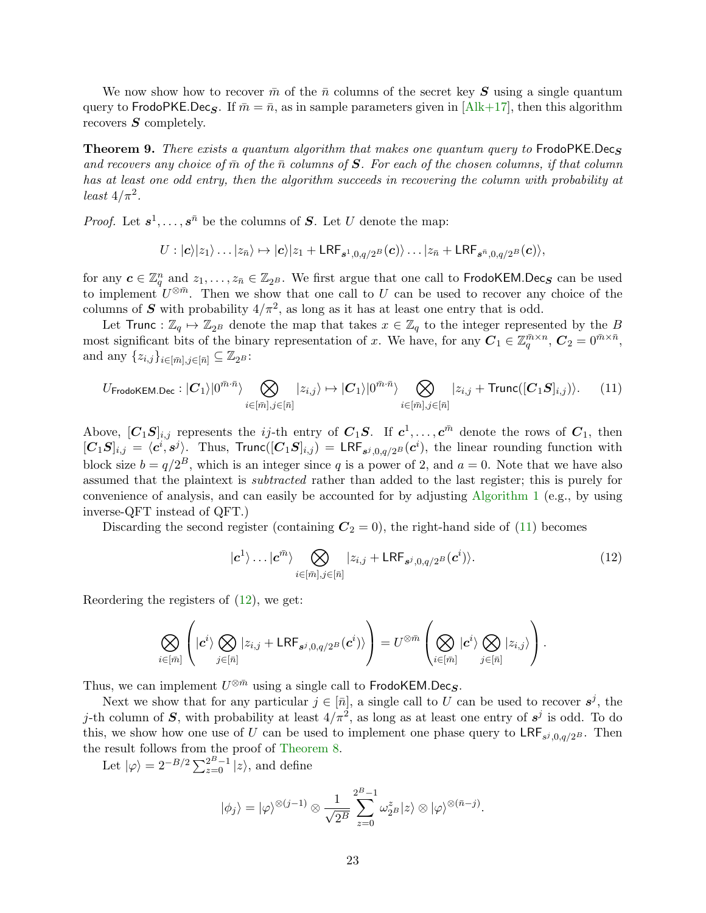We now show how to recover $\bar{m}$ of the $\bar{n}$ columns of the secret key $\boldsymbol{S}$ using a single quantum query to $\mathsf{FrodoPKE.Dec}_{\boldsymbol{S}}$. If $\bar{m} = \bar{n}$, as in sample parameters given in [Alk+17], then this algorithm recovers $\boldsymbol{S}$ completely.

**Theorem 9.** *There exists a quantum algorithm that makes one quantum query to* $\mathsf{FrodoPKE.Dec}_{\boldsymbol{S}}$ *and recovers any choice of $\bar{m}$ of the $\bar{n}$ columns of $\boldsymbol{S}$. For each of the chosen columns, if that column has at least one odd entry, then the algorithm succeeds in recovering the column with probability at least $4/\pi^2$.*

*Proof.* Let $\boldsymbol{s}^1, \ldots, \boldsymbol{s}^{\bar{n}}$ be the columns of $\boldsymbol{S}$. Let $U$ denote the map:

$$U : |\boldsymbol{c}\rangle|z_1\rangle \ldots |z_{\bar{n}}\rangle \mapsto |\boldsymbol{c}\rangle|z_1 + \mathsf{LRF}_{\boldsymbol{s}^1,0,q/2^B}(\boldsymbol{c})\rangle \ldots |z_{\bar{n}} + \mathsf{LRF}_{\boldsymbol{s}^{\bar{n}},0,q/2^B}(\boldsymbol{c})\rangle,$$

for any $\boldsymbol{c} \in \mathbb{Z}_q^n$ and $z_1, \ldots, z_{\bar{n}} \in \mathbb{Z}_{2^B}$. We first argue that one call to $\mathsf{FrodoKEM.Dec}_{\boldsymbol{S}}$ can be used to implement $U^{\otimes \bar{m}}$. Then we show that one call to $U$ can be used to recover any choice of the columns of $\boldsymbol{S}$ with probability $4/\pi^2$, as long as it has at least one entry that is odd.

Let $\mathsf{Trunc} : \mathbb{Z}_q \mapsto \mathbb{Z}_{2^B}$ denote the map that takes $x \in \mathbb{Z}_q$ to the integer represented by the $B$ most significant bits of the binary representation of $x$. We have, for any $\boldsymbol{C}_1 \in \mathbb{Z}_q^{\bar{m}\times n}$, $\boldsymbol{C}_2 = 0^{\bar{m}\times\bar{n}}$, and any $\{z_{i,j}\}_{i\in[\bar{m}],j\in[\bar{n}]} \subseteq \mathbb{Z}_{2^B}$:

$$U_{\mathsf{FrodoKEM.Dec}} : |\boldsymbol{C}_1\rangle|0^{\bar{m}\cdot\bar{n}}\rangle \bigotimes_{i\in[\bar{m}],j\in[\bar{n}]} |z_{i,j}\rangle \mapsto |\boldsymbol{C}_1\rangle|0^{\bar{m}\cdot\bar{n}}\rangle \bigotimes_{i\in[\bar{m}],j\in[\bar{n}]} |z_{i,j} + \mathsf{Trunc}([\boldsymbol{C}_1\boldsymbol{S}]_{i,j})\rangle. \tag{11}$$

Above, $[\boldsymbol{C}_1\boldsymbol{S}]_{i,j}$ represents the $ij$-th entry of $\boldsymbol{C}_1\boldsymbol{S}$. If $\boldsymbol{c}^1, \ldots, \boldsymbol{c}^{\bar{m}}$ denote the rows of $\boldsymbol{C}_1$, then $[\boldsymbol{C}_1\boldsymbol{S}]_{i,j} = \langle \boldsymbol{c}^i, \boldsymbol{s}^j\rangle$. Thus, $\mathsf{Trunc}([\boldsymbol{C}_1\boldsymbol{S}]_{i,j}) = \mathsf{LRF}_{\boldsymbol{s}^j,0,q/2^B}(\boldsymbol{c}^i)$, the linear rounding function with block size $b = q/2^B$, which is an integer since $q$ is a power of 2, and $a = 0$. Note that we have also assumed that the plaintext is *subtracted* rather than added to the last register; this is purely for convenience of analysis, and can easily be accounted for by adjusting Algorithm 1 (e.g., by using inverse-QFT instead of QFT.)

Discarding the second register (containing $\boldsymbol{C}_2 = 0$), the right-hand side of (11) becomes

$$|\boldsymbol{c}^1\rangle \ldots |\boldsymbol{c}^{\bar{m}}\rangle \bigotimes_{i\in[\bar{m}],j\in[\bar{n}]} |z_{i,j} + \mathsf{LRF}_{\boldsymbol{s}^j,0,q/2^B}(\boldsymbol{c}^i)\rangle. \tag{12}$$

Reordering the registers of (12), we get:

$$\bigotimes_{i\in[\bar{m}]} \left( |\boldsymbol{c}^i\rangle \bigotimes_{j\in[\bar{n}]} |z_{i,j} + \mathsf{LRF}_{\boldsymbol{s}^j,0,q/2^B}(\boldsymbol{c}^i)\rangle \right) = U^{\otimes\bar{m}} \left( \bigotimes_{i\in[\bar{m}]} |\boldsymbol{c}^i\rangle \bigotimes_{j\in[\bar{n}]} |z_{i,j}\rangle \right).$$

Thus, we can implement $U^{\otimes\bar{m}}$ using a single call to $\mathsf{FrodoKEM.Dec}_{\boldsymbol{S}}$.

Next we show that for any particular $j \in [\bar{n}]$, a single call to $U$ can be used to recover $\boldsymbol{s}^j$, the $j$-th column of $\boldsymbol{S}$, with probability at least $4/\pi^2$, as long as at least one entry of $\boldsymbol{s}^j$ is odd. To do this, we show how one use of $U$ can be used to implement one phase query to $\mathsf{LRF}_{s^j,0,q/2^B}$. Then the result follows from the proof of Theorem 8.

Let $|\varphi\rangle = 2^{-B/2}\sum_{z=0}^{2^B-1}|z\rangle$, and define

$$|\phi_j\rangle = |\varphi\rangle^{\otimes(j-1)} \otimes \frac{1}{\sqrt{2^B}} \sum_{z=0}^{2^B-1} \omega_{2^B}^z |z\rangle \otimes |\varphi\rangle^{\otimes(\bar{n}-j)}.$$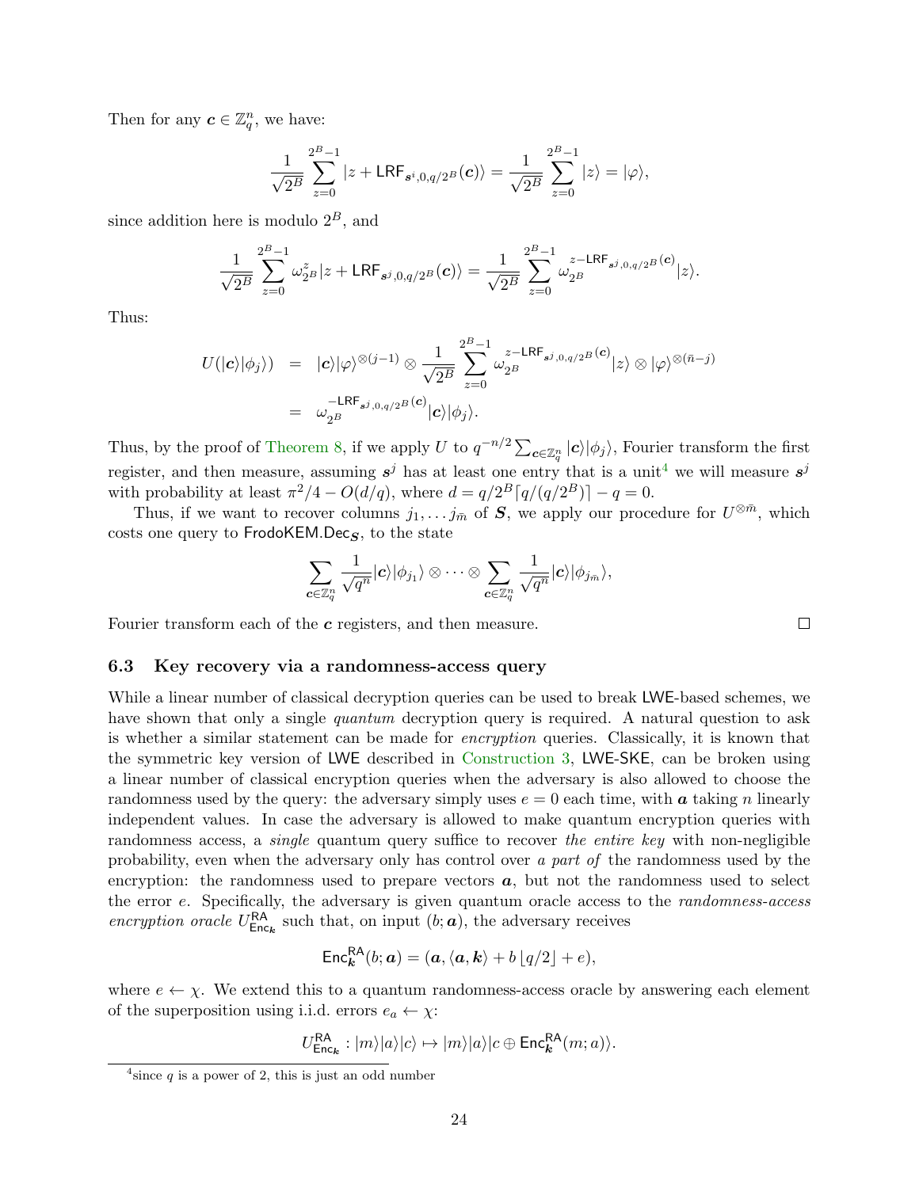Then for any $\boldsymbol{c} \in \mathbb{Z}_q^n$, we have:

$$\frac{1}{\sqrt{2^B}} \sum_{z=0}^{2^B-1} |z + \mathsf{LRF}_{\boldsymbol{s}^i,0,q/2^B}(\boldsymbol{c})\rangle = \frac{1}{\sqrt{2^B}} \sum_{z=0}^{2^B-1} |z\rangle = |\varphi\rangle,$$

since addition here is modulo $2^B$, and

$$\frac{1}{\sqrt{2^B}} \sum_{z=0}^{2^B-1} \omega_{2^B}^z |z + \mathsf{LRF}_{\boldsymbol{s}^j,0,q/2^B}(\boldsymbol{c})\rangle = \frac{1}{\sqrt{2^B}} \sum_{z=0}^{2^B-1} \omega_{2^B}^{z-\mathsf{LRF}_{\boldsymbol{s}^j,0,q/2^B}(\boldsymbol{c})} |z\rangle.$$

Thus:

$$\begin{aligned} U(|\boldsymbol{c}\rangle|\phi_j\rangle) &= |\boldsymbol{c}\rangle|\varphi\rangle^{\otimes(j-1)} \otimes \frac{1}{\sqrt{2^B}} \sum_{z=0}^{2^B-1} \omega_{2^B}^{z-\mathsf{LRF}_{\boldsymbol{s}^j,0,q/2^B}(\boldsymbol{c})} |z\rangle \otimes |\varphi\rangle^{\otimes(\bar{n}-j)} \\ &= \omega_{2^B}^{-\mathsf{LRF}_{\boldsymbol{s}^j,0,q/2^B}(\boldsymbol{c})} |\boldsymbol{c}\rangle|\phi_j\rangle. \end{aligned}$$

Thus, by the proof of Theorem 8, if we apply $U$ to $q^{-n/2} \sum_{\boldsymbol{c}\in\mathbb{Z}_q^n} |\boldsymbol{c}\rangle|\phi_j\rangle$, Fourier transform the first register, and then measure, assuming $\boldsymbol{s}^j$ has at least one entry that is a unit[4] we will measure $\boldsymbol{s}^j$ with probability at least $\pi^2/4 - O(d/q)$, where $d = q/2^B\lceil q/(q/2^B)\rceil - q = 0$.

Thus, if we want to recover columns $j_1, \ldots j_{\bar{m}}$ of $\boldsymbol{S}$, we apply our procedure for $U^{\otimes \bar{m}}$, which costs one query to $\mathsf{FrodoKEM.Dec}_{\boldsymbol{S}}$, to the state

$$\sum_{\boldsymbol{c}\in\mathbb{Z}_q^n} \frac{1}{\sqrt{q^n}} |\boldsymbol{c}\rangle|\phi_{j_1}\rangle \otimes \cdots \otimes \sum_{\boldsymbol{c}\in\mathbb{Z}_q^n} \frac{1}{\sqrt{q^n}} |\boldsymbol{c}\rangle|\phi_{j_{\bar{m}}}\rangle,$$

Fourier transform each of the $\boldsymbol{c}$ registers, and then measure. □

### 6.3 Key recovery via a randomness-access query

While a linear number of classical decryption queries can be used to break LWE-based schemes, we have shown that only a single *quantum* decryption query is required. A natural question to ask is whether a similar statement can be made for *encryption* queries. Classically, it is known that the symmetric key version of LWE described in Construction 3, LWE-SKE, can be broken using a linear number of classical encryption queries when the adversary is also allowed to choose the randomness used by the query: the adversary simply uses $e = 0$ each time, with $\boldsymbol{a}$ taking $n$ linearly independent values. In case the adversary is allowed to make quantum encryption queries with randomness access, a *single* quantum query suffice to recover *the entire key* with non-negligible probability, even when the adversary only has control over *a part of* the randomness used by the encryption: the randomness used to prepare vectors $\boldsymbol{a}$, but not the randomness used to select the error $e$. Specifically, the adversary is given quantum oracle access to the *randomness-access encryption oracle* $U^{\mathsf{RA}}_{\mathsf{Enc}_{\boldsymbol{k}}}$ such that, on input $(b; \boldsymbol{a})$, the adversary receives

$$\mathsf{Enc}^{\mathsf{RA}}_{\boldsymbol{k}}(b; \boldsymbol{a}) = (\boldsymbol{a}, \langle \boldsymbol{a}, \boldsymbol{k}\rangle + b\lfloor q/2 \rfloor + e),$$

where $e \leftarrow \chi$. We extend this to a quantum randomness-access oracle by answering each element of the superposition using i.i.d. errors $e_a \leftarrow \chi$:

$$U^{\mathsf{RA}}_{\mathsf{Enc}_{\boldsymbol{k}}} : |m\rangle|a\rangle|c\rangle \mapsto |m\rangle|a\rangle|c \oplus \mathsf{Enc}^{\mathsf{RA}}_{\boldsymbol{k}}(m; a)\rangle.$$

[4] since $q$ is a power of 2, this is just an odd number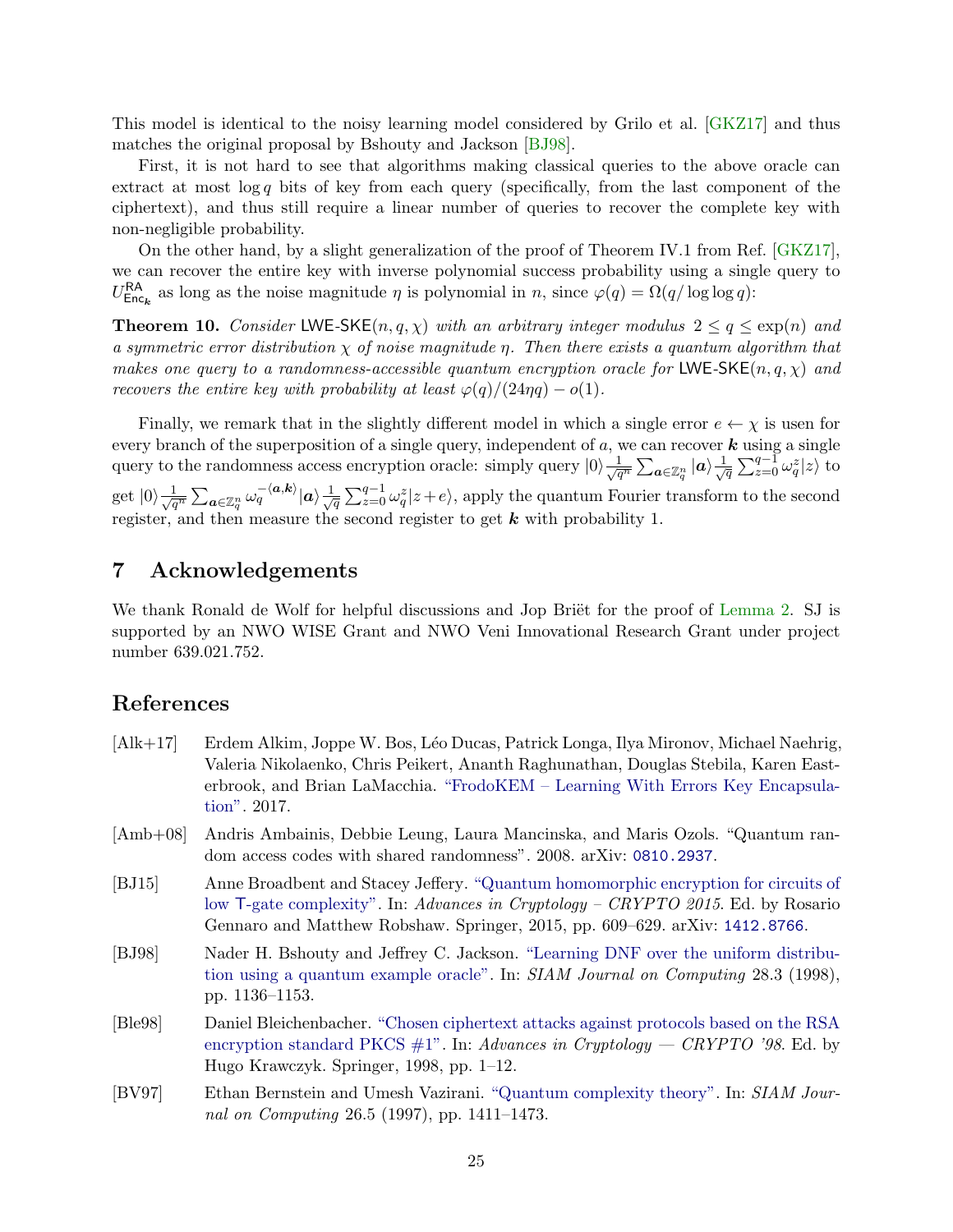This model is identical to the noisy learning model considered by Grilo et al. [GKZ17] and thus matches the original proposal by Bshouty and Jackson [BJ98].

First, it is not hard to see that algorithms making classical queries to the above oracle can extract at most $\log q$ bits of key from each query (specifically, from the last component of the ciphertext), and thus still require a linear number of queries to recover the complete key with non-negligible probability.

On the other hand, by a slight generalization of the proof of Theorem IV.1 from Ref. [GKZ17], we can recover the entire key with inverse polynomial success probability using a single query to $U^{\mathsf{RA}}_{\mathsf{Enc}_{\boldsymbol{k}}}$ as long as the noise magnitude $\eta$ is polynomial in $n$, since $\varphi(q) = \Omega(q/\log\log q)$:

**Theorem 10.** *Consider* $\mathsf{LWE\text{-}SKE}(n, q, \chi)$ *with an arbitrary integer modulus* $2 \leq q \leq \exp(n)$ *and a symmetric error distribution* $\chi$ *of noise magnitude* $\eta$*. Then there exists a quantum algorithm that makes one query to a randomness-accessible quantum encryption oracle for* $\mathsf{LWE\text{-}SKE}(n, q, \chi)$ *and recovers the entire key with probability at least* $\varphi(q)/(24\eta q) - o(1)$*.*

Finally, we remark that in the slightly different model in which a single error $e \leftarrow \chi$ is usen for every branch of the superposition of a single query, independent of $a$, we can recover $\boldsymbol{k}$ using a single query to the randomness access encryption oracle: simply query $|0\rangle \frac{1}{\sqrt{q^n}} \sum_{\boldsymbol{a} \in \mathbb{Z}_q^n} |\boldsymbol{a}\rangle \frac{1}{\sqrt{q}} \sum_{z=0}^{q-1} \omega_q^z |z\rangle$ to get $|0\rangle \frac{1}{\sqrt{q^n}} \sum_{\boldsymbol{a} \in \mathbb{Z}_q^n} \omega_q^{-\langle \boldsymbol{a}, \boldsymbol{k} \rangle} |\boldsymbol{a}\rangle \frac{1}{\sqrt{q}} \sum_{z=0}^{q-1} \omega_q^z |z + e\rangle$, apply the quantum Fourier transform to the second register, and then measure the second register to get $\boldsymbol{k}$ with probability 1.

## 7 Acknowledgements

We thank Ronald de Wolf for helpful discussions and Jop Briët for the proof of Lemma 2. SJ is supported by an NWO WISE Grant and NWO Veni Innovational Research Grant under project number 639.021.752.

## References

[Alk+17] Erdem Alkim, Joppe W. Bos, Léo Ducas, Patrick Longa, Ilya Mironov, Michael Naehrig, Valeria Nikolaenko, Chris Peikert, Ananth Raghunathan, Douglas Stebila, Karen Easterbrook, and Brian LaMacchia. "FrodoKEM – Learning With Errors Key Encapsulation". 2017.

[Amb+08] Andris Ambainis, Debbie Leung, Laura Mancinska, and Maris Ozols. "Quantum random access codes with shared randomness". 2008. arXiv: 0810.2937.

[BJ15] Anne Broadbent and Stacey Jeffery. "Quantum homomorphic encryption for circuits of low T-gate complexity". In: *Advances in Cryptology – CRYPTO 2015*. Ed. by Rosario Gennaro and Matthew Robshaw. Springer, 2015, pp. 609–629. arXiv: 1412.8766.

[BJ98] Nader H. Bshouty and Jeffrey C. Jackson. "Learning DNF over the uniform distribution using a quantum example oracle". In: *SIAM Journal on Computing* 28.3 (1998), pp. 1136–1153.

[Ble98] Daniel Bleichenbacher. "Chosen ciphertext attacks against protocols based on the RSA encryption standard PKCS #1". In: *Advances in Cryptology — CRYPTO '98*. Ed. by Hugo Krawczyk. Springer, 1998, pp. 1–12.

[BV97] Ethan Bernstein and Umesh Vazirani. "Quantum complexity theory". In: *SIAM Journal on Computing* 26.5 (1997), pp. 1411–1473.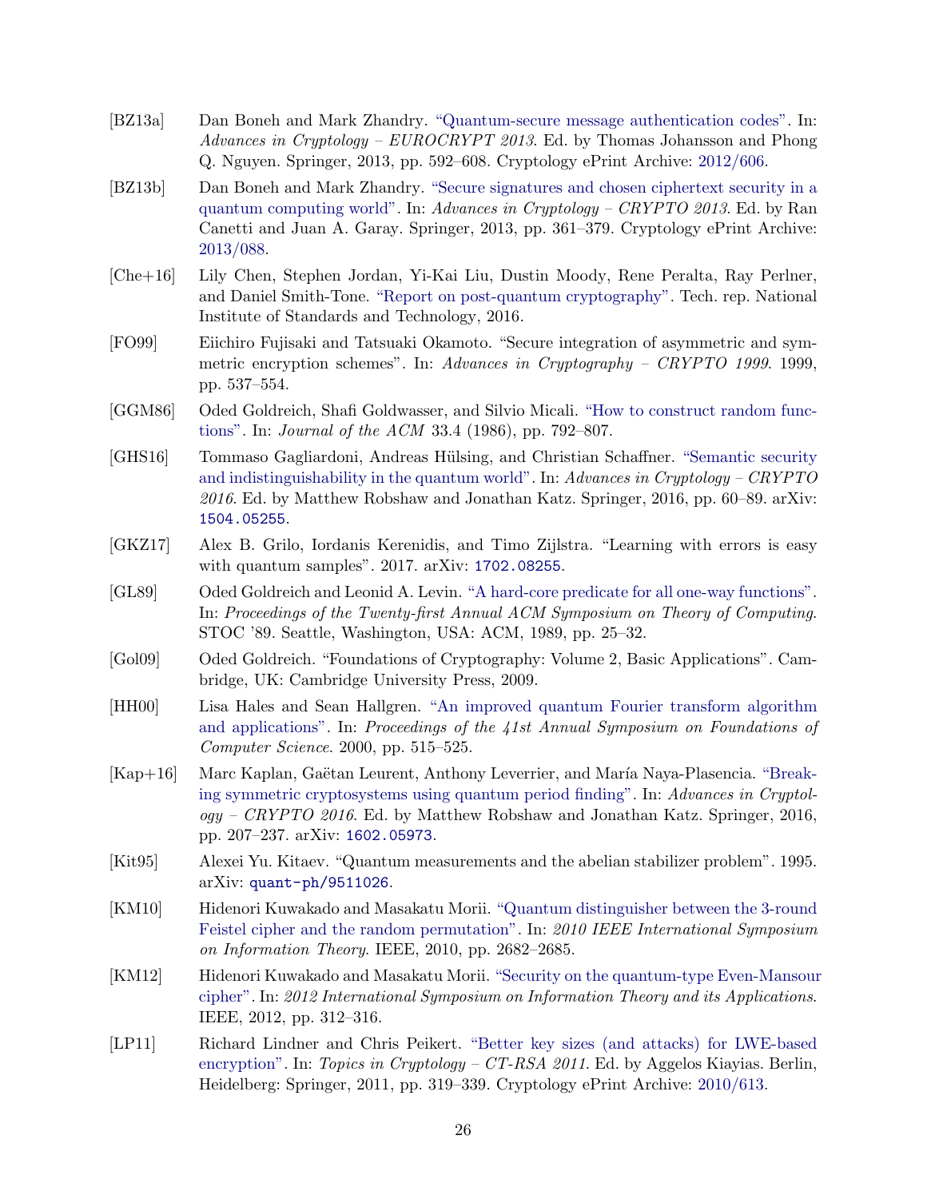- [BZ13a] Dan Boneh and Mark Zhandry. "Quantum-secure message authentication codes". In: *Advances in Cryptology – EUROCRYPT 2013*. Ed. by Thomas Johansson and Phong Q. Nguyen. Springer, 2013, pp. 592–608. Cryptology ePrint Archive: 2012/606.
- [BZ13b] Dan Boneh and Mark Zhandry. "Secure signatures and chosen ciphertext security in a quantum computing world". In: *Advances in Cryptology – CRYPTO 2013*. Ed. by Ran Canetti and Juan A. Garay. Springer, 2013, pp. 361–379. Cryptology ePrint Archive: 2013/088.
- [Che+16] Lily Chen, Stephen Jordan, Yi-Kai Liu, Dustin Moody, Rene Peralta, Ray Perlner, and Daniel Smith-Tone. "Report on post-quantum cryptography". Tech. rep. National Institute of Standards and Technology, 2016.
- [FO99] Eiichiro Fujisaki and Tatsuaki Okamoto. "Secure integration of asymmetric and symmetric encryption schemes". In: *Advances in Cryptography – CRYPTO 1999*. 1999, pp. 537–554.
- [GGM86] Oded Goldreich, Shafi Goldwasser, and Silvio Micali. "How to construct random functions". In: *Journal of the ACM* 33.4 (1986), pp. 792–807.
- [GHS16] Tommaso Gagliardoni, Andreas Hülsing, and Christian Schaffner. "Semantic security and indistinguishability in the quantum world". In: *Advances in Cryptology – CRYPTO 2016*. Ed. by Matthew Robshaw and Jonathan Katz. Springer, 2016, pp. 60–89. arXiv: `1504.05255`.
- [GKZ17] Alex B. Grilo, Iordanis Kerenidis, and Timo Zijlstra. "Learning with errors is easy with quantum samples". 2017. arXiv: `1702.08255`.
- [GL89] Oded Goldreich and Leonid A. Levin. "A hard-core predicate for all one-way functions". In: *Proceedings of the Twenty-first Annual ACM Symposium on Theory of Computing*. STOC '89. Seattle, Washington, USA: ACM, 1989, pp. 25–32.
- [Gol09] Oded Goldreich. "Foundations of Cryptography: Volume 2, Basic Applications". Cambridge, UK: Cambridge University Press, 2009.
- [HH00] Lisa Hales and Sean Hallgren. "An improved quantum Fourier transform algorithm and applications". In: *Proceedings of the 41st Annual Symposium on Foundations of Computer Science*. 2000, pp. 515–525.
- [Kap+16] Marc Kaplan, Gaëtan Leurent, Anthony Leverrier, and María Naya-Plasencia. "Breaking symmetric cryptosystems using quantum period finding". In: *Advances in Cryptology – CRYPTO 2016*. Ed. by Matthew Robshaw and Jonathan Katz. Springer, 2016, pp. 207–237. arXiv: `1602.05973`.
- [Kit95] Alexei Yu. Kitaev. "Quantum measurements and the abelian stabilizer problem". 1995. arXiv: `quant-ph/9511026`.
- [KM10] Hidenori Kuwakado and Masakatu Morii. "Quantum distinguisher between the 3-round Feistel cipher and the random permutation". In: *2010 IEEE International Symposium on Information Theory*. IEEE, 2010, pp. 2682–2685.
- [KM12] Hidenori Kuwakado and Masakatu Morii. "Security on the quantum-type Even-Mansour cipher". In: *2012 International Symposium on Information Theory and its Applications*. IEEE, 2012, pp. 312–316.
- [LP11] Richard Lindner and Chris Peikert. "Better key sizes (and attacks) for LWE-based encryption". In: *Topics in Cryptology – CT-RSA 2011*. Ed. by Aggelos Kiayias. Berlin, Heidelberg: Springer, 2011, pp. 319–339. Cryptology ePrint Archive: 2010/613.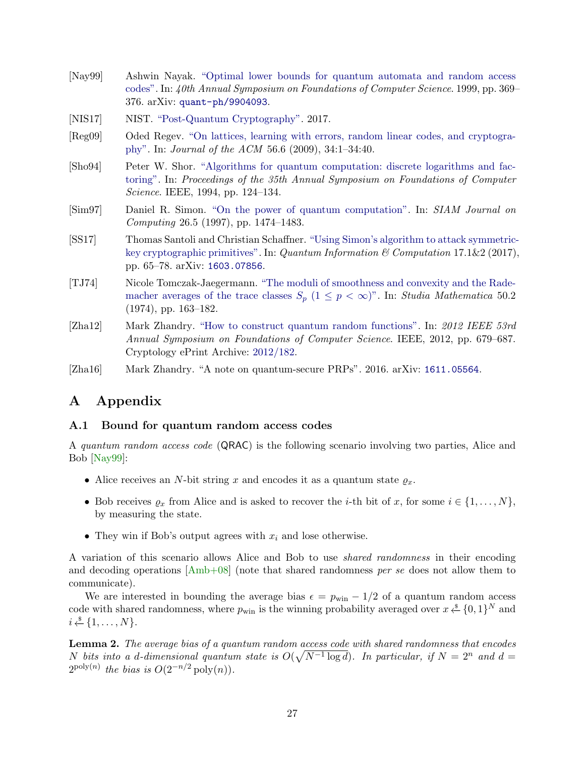[Nay99] Ashwin Nayak. "Optimal lower bounds for quantum automata and random access codes". In: *40th Annual Symposium on Foundations of Computer Science*. 1999, pp. 369–376. arXiv: quant-ph/9904093.

[NIS17] NIST. "Post-Quantum Cryptography". 2017.

[Reg09] Oded Regev. "On lattices, learning with errors, random linear codes, and cryptography". In: *Journal of the ACM* 56.6 (2009), 34:1–34:40.

[Sho94] Peter W. Shor. "Algorithms for quantum computation: discrete logarithms and factoring". In: *Proceedings of the 35th Annual Symposium on Foundations of Computer Science*. IEEE, 1994, pp. 124–134.

[Sim97] Daniel R. Simon. "On the power of quantum computation". In: *SIAM Journal on Computing* 26.5 (1997), pp. 1474–1483.

[SS17] Thomas Santoli and Christian Schaffner. "Using Simon's algorithm to attack symmetric-key cryptographic primitives". In: *Quantum Information & Computation* 17.1&2 (2017), pp. 65–78. arXiv: 1603.07856.

[TJ74] Nicole Tomczak-Jaegermann. "The moduli of smoothness and convexity and the Rademacher averages of the trace classes $S_p$ $(1 \leq p < \infty)$". In: *Studia Mathematica* 50.2 (1974), pp. 163–182.

[Zha12] Mark Zhandry. "How to construct quantum random functions". In: *2012 IEEE 53rd Annual Symposium on Foundations of Computer Science*. IEEE, 2012, pp. 679–687. Cryptology ePrint Archive: 2012/182.

[Zha16] Mark Zhandry. "A note on quantum-secure PRPs". 2016. arXiv: 1611.05564.

# A Appendix

## A.1 Bound for quantum random access codes

A *quantum random access code* (QRAC) is the following scenario involving two parties, Alice and Bob [Nay99]:

- Alice receives an $N$-bit string $x$ and encodes it as a quantum state $\varrho_x$.
- Bob receives $\varrho_x$ from Alice and is asked to recover the $i$-th bit of $x$, for some $i \in \{1, \dots, N\}$, by measuring the state.
- They win if Bob's output agrees with $x_i$ and lose otherwise.

A variation of this scenario allows Alice and Bob to use *shared randomness* in their encoding and decoding operations [Amb+08] (note that shared randomness *per se* does not allow them to communicate).

We are interested in bounding the average bias $\epsilon = p_{\text{win}} - 1/2$ of a quantum random access code with shared randomness, where $p_{\text{win}}$ is the winning probability averaged over $x \xleftarrow{\$} \{0,1\}^N$ and $i \xleftarrow{\$} \{1, \dots, N\}$.

**Lemma 2.** *The average bias of a quantum random access code with shared randomness that encodes $N$ bits into a $d$-dimensional quantum state is $O(\sqrt{N^{-1} \log d})$. In particular, if $N = 2^n$ and $d = 2^{\text{poly}(n)}$ the bias is $O(2^{-n/2} \text{poly}(n))$.*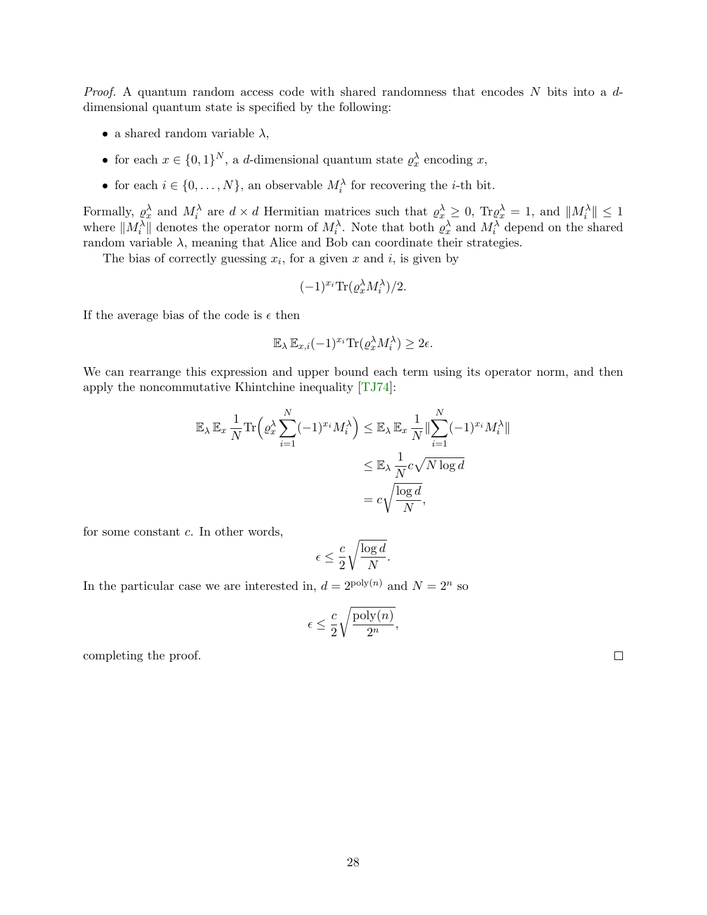*Proof.* A quantum random access code with shared randomness that encodes $N$ bits into a $d$-dimensional quantum state is specified by the following:

- a shared random variable $\lambda$,
- for each $x \in \{0,1\}^N$, a $d$-dimensional quantum state $\varrho_x^\lambda$ encoding $x$,
- for each $i \in \{0, \dots, N\}$, an observable $M_i^\lambda$ for recovering the $i$-th bit.

Formally, $\varrho_x^\lambda$ and $M_i^\lambda$ are $d \times d$ Hermitian matrices such that $\varrho_x^\lambda \geq 0$, $\mathrm{Tr}\varrho_x^\lambda = 1$, and $\|M_i^\lambda\| \leq 1$ where $\|M_i^\lambda\|$ denotes the operator norm of $M_i^\lambda$. Note that both $\varrho_x^\lambda$ and $M_i^\lambda$ depend on the shared random variable $\lambda$, meaning that Alice and Bob can coordinate their strategies.

The bias of correctly guessing $x_i$, for a given $x$ and $i$, is given by

$$(-1)^{x_i}\mathrm{Tr}(\varrho_x^\lambda M_i^\lambda)/2.$$

If the average bias of the code is $\epsilon$ then

$$\mathbb{E}_\lambda \, \mathbb{E}_{x,i} (-1)^{x_i}\mathrm{Tr}(\varrho_x^\lambda M_i^\lambda) \geq 2\epsilon.$$

We can rearrange this expression and upper bound each term using its operator norm, and then apply the noncommutative Khintchine inequality [TJ74]:

$$\begin{aligned}
\mathbb{E}_\lambda \, \mathbb{E}_x \, \frac{1}{N} \mathrm{Tr}\Big(\varrho_x^\lambda \sum_{i=1}^N (-1)^{x_i} M_i^\lambda\Big) &\leq \mathbb{E}_\lambda \, \mathbb{E}_x \, \frac{1}{N} \Big\| \sum_{i=1}^N (-1)^{x_i} M_i^\lambda \Big\| \\
&\leq \mathbb{E}_\lambda \, \frac{1}{N} c\sqrt{N \log d} \\
&= c\sqrt{\frac{\log d}{N}},
\end{aligned}$$

for some constant $c$. In other words,

$$\epsilon \leq \frac{c}{2}\sqrt{\frac{\log d}{N}}.$$

In the particular case we are interested in, $d = 2^{\mathrm{poly}(n)}$ and $N = 2^n$ so

$$\epsilon \leq \frac{c}{2}\sqrt{\frac{\mathrm{poly}(n)}{2^n}},$$

completing the proof. ∎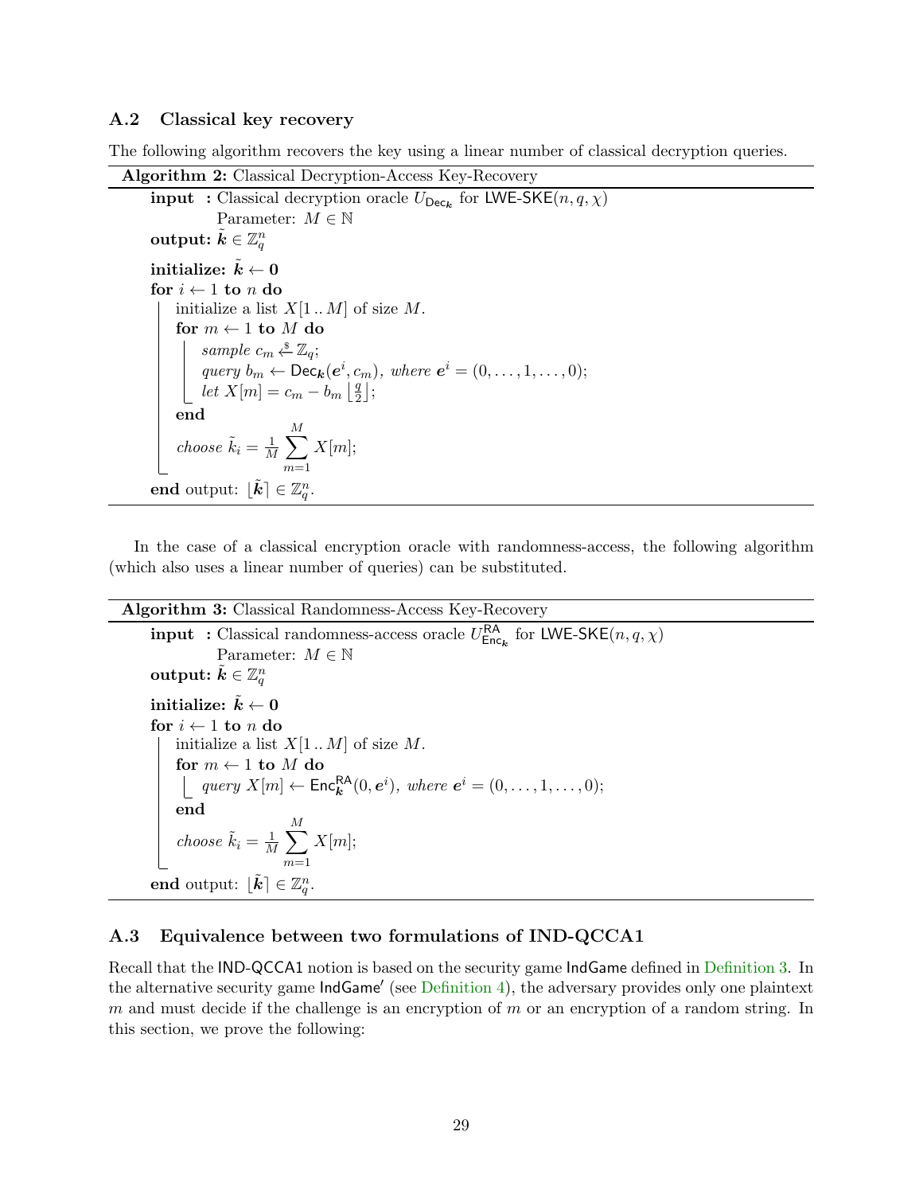### A.2 Classical key recovery

The following algorithm recovers the key using a linear number of classical decryption queries.

```
Algorithm 2: Classical Decryption-Access Key-Recovery
input  : Classical decryption oracle U_{Dec_k} for LWE-SKE(n, q, χ)
         Parameter: M ∈ ℕ
output: k̃ ∈ ℤ_q^n
initialize: k̃ ← 0
for i ← 1 to n do
    initialize a list X[1..M] of size M.
    for m ← 1 to M do
        sample c_m ←$ ℤ_q;
        query b_m ← Dec_k(e^i, c_m), where e^i = (0, ..., 1, ..., 0);
        let X[m] = c_m − b_m ⌊q/2⌋;
    end
    choose k̃_i = (1/M) Σ_{m=1}^{M} X[m];
end output: ⌊k̃⌉ ∈ ℤ_q^n.
```

**Algorithm 2:** Classical Decryption-Access Key-Recovery

**input :** Classical decryption oracle $U_{\mathsf{Dec}_{\boldsymbol{k}}}$ for $\mathsf{LWE\text{-}SKE}(n, q, \chi)$
Parameter: $M \in \mathbb{N}$

**output:** $\tilde{\boldsymbol{k}} \in \mathbb{Z}_q^n$

**initialize:** $\tilde{\boldsymbol{k}} \leftarrow \boldsymbol{0}$

**for** $i \leftarrow 1$ **to** $n$ **do**
- initialize a list $X[1\,..\,M]$ of size $M$.
- **for** $m \leftarrow 1$ **to** $M$ **do**
  - *sample* $c_m \xleftarrow{\$} \mathbb{Z}_q$;
  - *query* $b_m \leftarrow \mathsf{Dec}_{\boldsymbol{k}}(\boldsymbol{e}^i, c_m)$*, where* $\boldsymbol{e}^i = (0, \ldots, 1, \ldots, 0)$;
  - *let* $X[m] = c_m - b_m \left\lfloor \frac{q}{2} \right\rfloor$;
- **end**
- *choose* $\tilde{k}_i = \frac{1}{M} \sum_{m=1}^{M} X[m]$;

**end** output: $\lfloor \tilde{\boldsymbol{k}} \rceil \in \mathbb{Z}_q^n$.

In the case of a classical encryption oracle with randomness-access, the following algorithm (which also uses a linear number of queries) can be substituted.

**Algorithm 3:** Classical Randomness-Access Key-Recovery

**input :** Classical randomness-access oracle $U^{\mathsf{RA}}_{\mathsf{Enc}_{\boldsymbol{k}}}$ for $\mathsf{LWE\text{-}SKE}(n, q, \chi)$
Parameter: $M \in \mathbb{N}$

**output:** $\tilde{\boldsymbol{k}} \in \mathbb{Z}_q^n$

**initialize:** $\tilde{\boldsymbol{k}} \leftarrow \boldsymbol{0}$

**for** $i \leftarrow 1$ **to** $n$ **do**
- initialize a list $X[1\,..\,M]$ of size $M$.
- **for** $m \leftarrow 1$ **to** $M$ **do**
  - *query* $X[m] \leftarrow \mathsf{Enc}^{\mathsf{RA}}_{\boldsymbol{k}}(0, \boldsymbol{e}^i)$*, where* $\boldsymbol{e}^i = (0, \ldots, 1, \ldots, 0)$;
- **end**
- *choose* $\tilde{k}_i = \frac{1}{M} \sum_{m=1}^{M} X[m]$;

**end** output: $\lfloor \tilde{\boldsymbol{k}} \rceil \in \mathbb{Z}_q^n$.

### A.3 Equivalence between two formulations of IND-QCCA1

Recall that the IND-QCCA1 notion is based on the security game IndGame defined in Definition 3. In the alternative security game IndGame′ (see Definition 4), the adversary provides only one plaintext $m$ and must decide if the challenge is an encryption of $m$ or an encryption of a random string. In this section, we prove the following: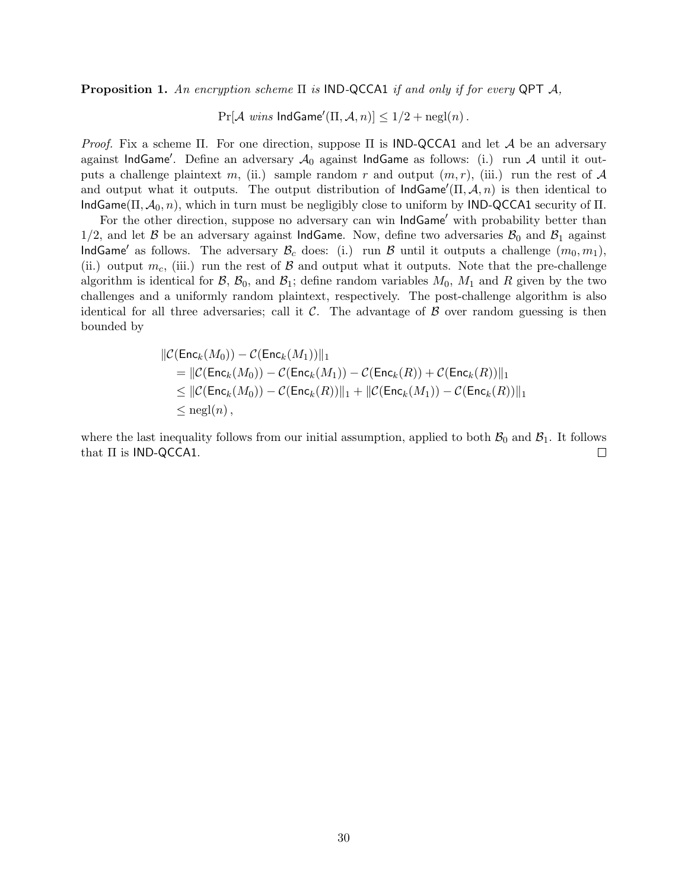**Proposition 1.** *An encryption scheme* $\Pi$ *is* IND-QCCA1 *if and only if for every* QPT $\mathcal{A}$*,*

$$\Pr[\mathcal{A} \text{ wins } \mathsf{IndGame}'(\Pi, \mathcal{A}, n)] \leq 1/2 + \mathrm{negl}(n)\,.$$

*Proof.* Fix a scheme $\Pi$. For one direction, suppose $\Pi$ is IND-QCCA1 and let $\mathcal{A}$ be an adversary against $\mathsf{IndGame}'$. Define an adversary $\mathcal{A}_0$ against $\mathsf{IndGame}$ as follows: (i.) run $\mathcal{A}$ until it outputs a challenge plaintext $m$, (ii.) sample random $r$ and output $(m, r)$, (iii.) run the rest of $\mathcal{A}$ and output what it outputs. The output distribution of $\mathsf{IndGame}'(\Pi, \mathcal{A}, n)$ is then identical to $\mathsf{IndGame}(\Pi, \mathcal{A}_0, n)$, which in turn must be negligibly close to uniform by IND-QCCA1 security of $\Pi$.

For the other direction, suppose no adversary can win $\mathsf{IndGame}'$ with probability better than $1/2$, and let $\mathcal{B}$ be an adversary against $\mathsf{IndGame}$. Now, define two adversaries $\mathcal{B}_0$ and $\mathcal{B}_1$ against $\mathsf{IndGame}'$ as follows. The adversary $\mathcal{B}_c$ does: (i.) run $\mathcal{B}$ until it outputs a challenge $(m_0, m_1)$, (ii.) output $m_c$, (iii.) run the rest of $\mathcal{B}$ and output what it outputs. Note that the pre-challenge algorithm is identical for $\mathcal{B}$, $\mathcal{B}_0$, and $\mathcal{B}_1$; define random variables $M_0$, $M_1$ and $R$ given by the two challenges and a uniformly random plaintext, respectively. The post-challenge algorithm is also identical for all three adversaries; call it $\mathcal{C}$. The advantage of $\mathcal{B}$ over random guessing is then bounded by

$$\begin{aligned}
&\|\mathcal{C}(\mathsf{Enc}_k(M_0)) - \mathcal{C}(\mathsf{Enc}_k(M_1))\|_1 \\
&\quad = \|\mathcal{C}(\mathsf{Enc}_k(M_0)) - \mathcal{C}(\mathsf{Enc}_k(M_1)) - \mathcal{C}(\mathsf{Enc}_k(R)) + \mathcal{C}(\mathsf{Enc}_k(R))\|_1 \\
&\quad \leq \|\mathcal{C}(\mathsf{Enc}_k(M_0)) - \mathcal{C}(\mathsf{Enc}_k(R))\|_1 + \|\mathcal{C}(\mathsf{Enc}_k(M_1)) - \mathcal{C}(\mathsf{Enc}_k(R))\|_1 \\
&\quad \leq \mathrm{negl}(n)\,,
\end{aligned}$$

where the last inequality follows from our initial assumption, applied to both $\mathcal{B}_0$ and $\mathcal{B}_1$. It follows that $\Pi$ is IND-QCCA1. $\square$